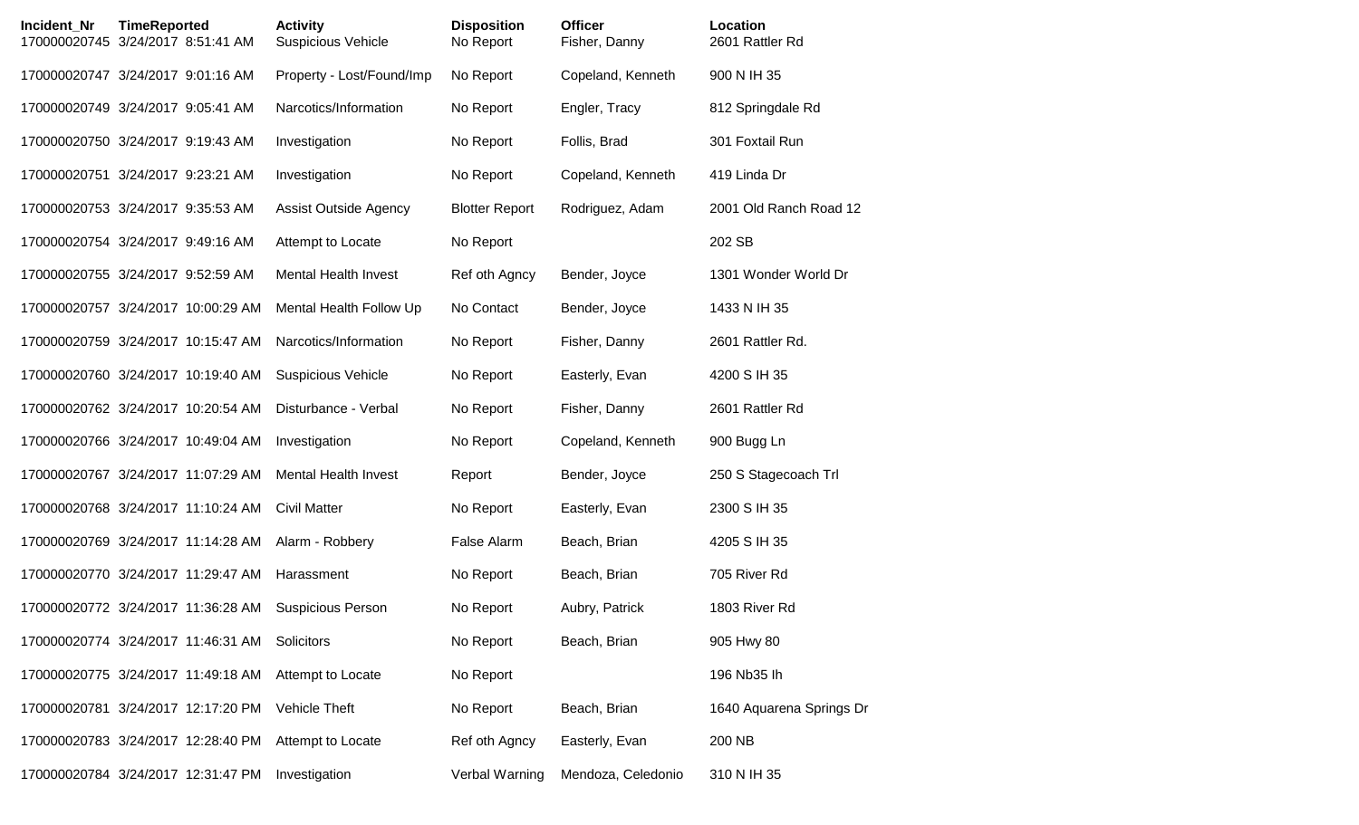| Incident_Nr | TimeReported | Activity | Disposition | Officer | Location |
|---|---|---|---|---|---|
| 170000020745 | 3/24/2017 8:51:41 AM | Suspicious Vehicle | No Report | Fisher, Danny | 2601 Rattler Rd |
| 170000020747 | 3/24/2017 9:01:16 AM | Property - Lost/Found/Imp | No Report | Copeland, Kenneth | 900 N IH 35 |
| 170000020749 | 3/24/2017 9:05:41 AM | Narcotics/Information | No Report | Engler, Tracy | 812 Springdale Rd |
| 170000020750 | 3/24/2017 9:19:43 AM | Investigation | No Report | Follis, Brad | 301 Foxtail Run |
| 170000020751 | 3/24/2017 9:23:21 AM | Investigation | No Report | Copeland, Kenneth | 419 Linda Dr |
| 170000020753 | 3/24/2017 9:35:53 AM | Assist Outside Agency | Blotter Report | Rodriguez, Adam | 2001 Old Ranch Road 12 |
| 170000020754 | 3/24/2017 9:49:16 AM | Attempt to Locate | No Report | | 202 SB |
| 170000020755 | 3/24/2017 9:52:59 AM | Mental Health Invest | Ref oth Agncy | Bender, Joyce | 1301 Wonder World Dr |
| 170000020757 | 3/24/2017 10:00:29 AM | Mental Health Follow Up | No Contact | Bender, Joyce | 1433 N IH 35 |
| 170000020759 | 3/24/2017 10:15:47 AM | Narcotics/Information | No Report | Fisher, Danny | 2601 Rattler Rd. |
| 170000020760 | 3/24/2017 10:19:40 AM | Suspicious Vehicle | No Report | Easterly, Evan | 4200 S IH 35 |
| 170000020762 | 3/24/2017 10:20:54 AM | Disturbance - Verbal | No Report | Fisher, Danny | 2601 Rattler Rd |
| 170000020766 | 3/24/2017 10:49:04 AM | Investigation | No Report | Copeland, Kenneth | 900 Bugg Ln |
| 170000020767 | 3/24/2017 11:07:29 AM | Mental Health Invest | Report | Bender, Joyce | 250 S Stagecoach Trl |
| 170000020768 | 3/24/2017 11:10:24 AM | Civil Matter | No Report | Easterly, Evan | 2300 S IH 35 |
| 170000020769 | 3/24/2017 11:14:28 AM | Alarm - Robbery | False Alarm | Beach, Brian | 4205 S IH 35 |
| 170000020770 | 3/24/2017 11:29:47 AM | Harassment | No Report | Beach, Brian | 705 River Rd |
| 170000020772 | 3/24/2017 11:36:28 AM | Suspicious Person | No Report | Aubry, Patrick | 1803 River Rd |
| 170000020774 | 3/24/2017 11:46:31 AM | Solicitors | No Report | Beach, Brian | 905 Hwy 80 |
| 170000020775 | 3/24/2017 11:49:18 AM | Attempt to Locate | No Report | | 196 Nb35 Ih |
| 170000020781 | 3/24/2017 12:17:20 PM | Vehicle Theft | No Report | Beach, Brian | 1640 Aquarena Springs Dr |
| 170000020783 | 3/24/2017 12:28:40 PM | Attempt to Locate | Ref oth Agncy | Easterly, Evan | 200 NB |
| 170000020784 | 3/24/2017 12:31:47 PM | Investigation | Verbal Warning | Mendoza, Celedonio | 310 N IH 35 |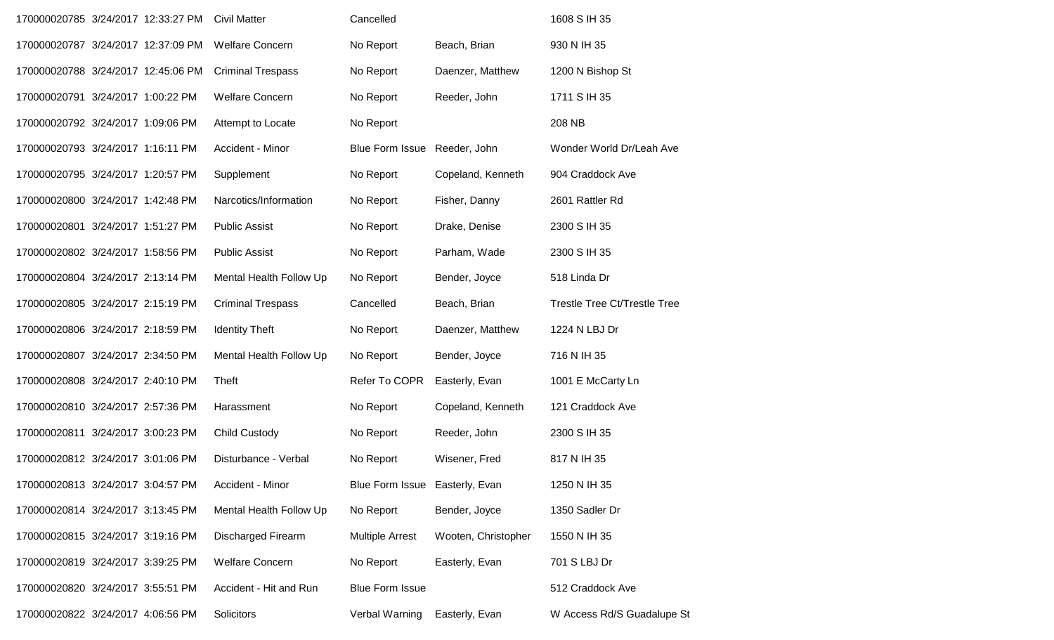| | | | | | |
|---|---|---|---|---|---|
| 170000020785 | 3/24/2017 12:33:27 PM | Civil Matter | Cancelled | | 1608 S IH 35 |
| 170000020787 | 3/24/2017 12:37:09 PM | Welfare Concern | No Report | Beach, Brian | 930 N IH 35 |
| 170000020788 | 3/24/2017 12:45:06 PM | Criminal Trespass | No Report | Daenzer, Matthew | 1200 N Bishop St |
| 170000020791 | 3/24/2017 1:00:22 PM | Welfare Concern | No Report | Reeder, John | 1711 S IH 35 |
| 170000020792 | 3/24/2017 1:09:06 PM | Attempt to Locate | No Report | | 208 NB |
| 170000020793 | 3/24/2017 1:16:11 PM | Accident - Minor | Blue Form Issue | Reeder, John | Wonder World Dr/Leah Ave |
| 170000020795 | 3/24/2017 1:20:57 PM | Supplement | No Report | Copeland, Kenneth | 904 Craddock Ave |
| 170000020800 | 3/24/2017 1:42:48 PM | Narcotics/Information | No Report | Fisher, Danny | 2601 Rattler Rd |
| 170000020801 | 3/24/2017 1:51:27 PM | Public Assist | No Report | Drake, Denise | 2300 S IH 35 |
| 170000020802 | 3/24/2017 1:58:56 PM | Public Assist | No Report | Parham, Wade | 2300 S IH 35 |
| 170000020804 | 3/24/2017 2:13:14 PM | Mental Health Follow Up | No Report | Bender, Joyce | 518 Linda Dr |
| 170000020805 | 3/24/2017 2:15:19 PM | Criminal Trespass | Cancelled | Beach, Brian | Trestle Tree Ct/Trestle Tree |
| 170000020806 | 3/24/2017 2:18:59 PM | Identity Theft | No Report | Daenzer, Matthew | 1224 N LBJ Dr |
| 170000020807 | 3/24/2017 2:34:50 PM | Mental Health Follow Up | No Report | Bender, Joyce | 716 N IH 35 |
| 170000020808 | 3/24/2017 2:40:10 PM | Theft | Refer To COPR | Easterly, Evan | 1001 E McCarty Ln |
| 170000020810 | 3/24/2017 2:57:36 PM | Harassment | No Report | Copeland, Kenneth | 121 Craddock Ave |
| 170000020811 | 3/24/2017 3:00:23 PM | Child Custody | No Report | Reeder, John | 2300 S IH 35 |
| 170000020812 | 3/24/2017 3:01:06 PM | Disturbance - Verbal | No Report | Wisener, Fred | 817 N IH 35 |
| 170000020813 | 3/24/2017 3:04:57 PM | Accident - Minor | Blue Form Issue | Easterly, Evan | 1250 N IH 35 |
| 170000020814 | 3/24/2017 3:13:45 PM | Mental Health Follow Up | No Report | Bender, Joyce | 1350 Sadler Dr |
| 170000020815 | 3/24/2017 3:19:16 PM | Discharged Firearm | Multiple Arrest | Wooten, Christopher | 1550 N IH 35 |
| 170000020819 | 3/24/2017 3:39:25 PM | Welfare Concern | No Report | Easterly, Evan | 701 S LBJ Dr |
| 170000020820 | 3/24/2017 3:55:51 PM | Accident - Hit and Run | Blue Form Issue | | 512 Craddock Ave |
| 170000020822 | 3/24/2017 4:06:56 PM | Solicitors | Verbal Warning | Easterly, Evan | W Access Rd/S Guadalupe St |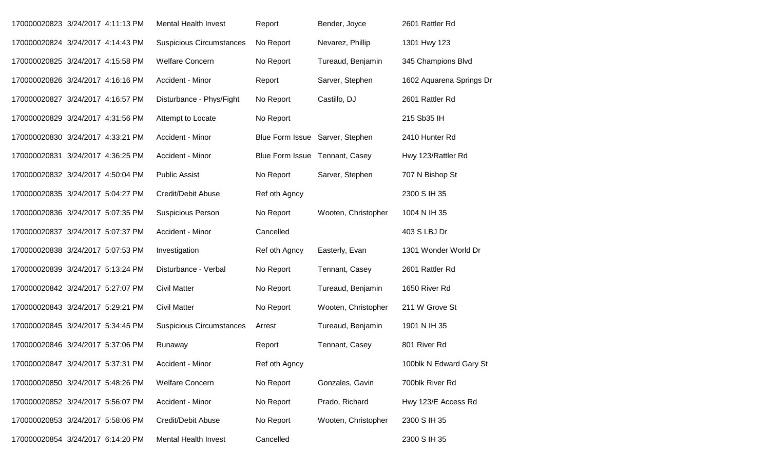| | | | | | | |
|---|---|---|---|---|---|---|
| 170000020823 | 3/24/2017 | 4:11:13 PM | Mental Health Invest | Report | Bender, Joyce | 2601 Rattler Rd |
| 170000020824 | 3/24/2017 | 4:14:43 PM | Suspicious Circumstances | No Report | Nevarez, Phillip | 1301 Hwy 123 |
| 170000020825 | 3/24/2017 | 4:15:58 PM | Welfare Concern | No Report | Tureaud, Benjamin | 345 Champions Blvd |
| 170000020826 | 3/24/2017 | 4:16:16 PM | Accident - Minor | Report | Sarver, Stephen | 1602 Aquarena Springs Dr |
| 170000020827 | 3/24/2017 | 4:16:57 PM | Disturbance - Phys/Fight | No Report | Castillo, DJ | 2601 Rattler Rd |
| 170000020829 | 3/24/2017 | 4:31:56 PM | Attempt to Locate | No Report | | 215 Sb35 IH |
| 170000020830 | 3/24/2017 | 4:33:21 PM | Accident - Minor | Blue Form Issue | Sarver, Stephen | 2410 Hunter Rd |
| 170000020831 | 3/24/2017 | 4:36:25 PM | Accident - Minor | Blue Form Issue | Tennant, Casey | Hwy 123/Rattler Rd |
| 170000020832 | 3/24/2017 | 4:50:04 PM | Public Assist | No Report | Sarver, Stephen | 707 N Bishop St |
| 170000020835 | 3/24/2017 | 5:04:27 PM | Credit/Debit Abuse | Ref oth Agncy | | 2300 S IH 35 |
| 170000020836 | 3/24/2017 | 5:07:35 PM | Suspicious Person | No Report | Wooten, Christopher | 1004 N IH 35 |
| 170000020837 | 3/24/2017 | 5:07:37 PM | Accident - Minor | Cancelled | | 403 S LBJ Dr |
| 170000020838 | 3/24/2017 | 5:07:53 PM | Investigation | Ref oth Agncy | Easterly, Evan | 1301 Wonder World Dr |
| 170000020839 | 3/24/2017 | 5:13:24 PM | Disturbance - Verbal | No Report | Tennant, Casey | 2601 Rattler Rd |
| 170000020842 | 3/24/2017 | 5:27:07 PM | Civil Matter | No Report | Tureaud, Benjamin | 1650 River Rd |
| 170000020843 | 3/24/2017 | 5:29:21 PM | Civil Matter | No Report | Wooten, Christopher | 211 W Grove St |
| 170000020845 | 3/24/2017 | 5:34:45 PM | Suspicious Circumstances | Arrest | Tureaud, Benjamin | 1901 N IH 35 |
| 170000020846 | 3/24/2017 | 5:37:06 PM | Runaway | Report | Tennant, Casey | 801 River Rd |
| 170000020847 | 3/24/2017 | 5:37:31 PM | Accident - Minor | Ref oth Agncy | | 100blk N Edward Gary St |
| 170000020850 | 3/24/2017 | 5:48:26 PM | Welfare Concern | No Report | Gonzales, Gavin | 700blk River Rd |
| 170000020852 | 3/24/2017 | 5:56:07 PM | Accident - Minor | No Report | Prado, Richard | Hwy 123/E Access Rd |
| 170000020853 | 3/24/2017 | 5:58:06 PM | Credit/Debit Abuse | No Report | Wooten, Christopher | 2300 S IH 35 |
| 170000020854 | 3/24/2017 | 6:14:20 PM | Mental Health Invest | Cancelled | | 2300 S IH 35 |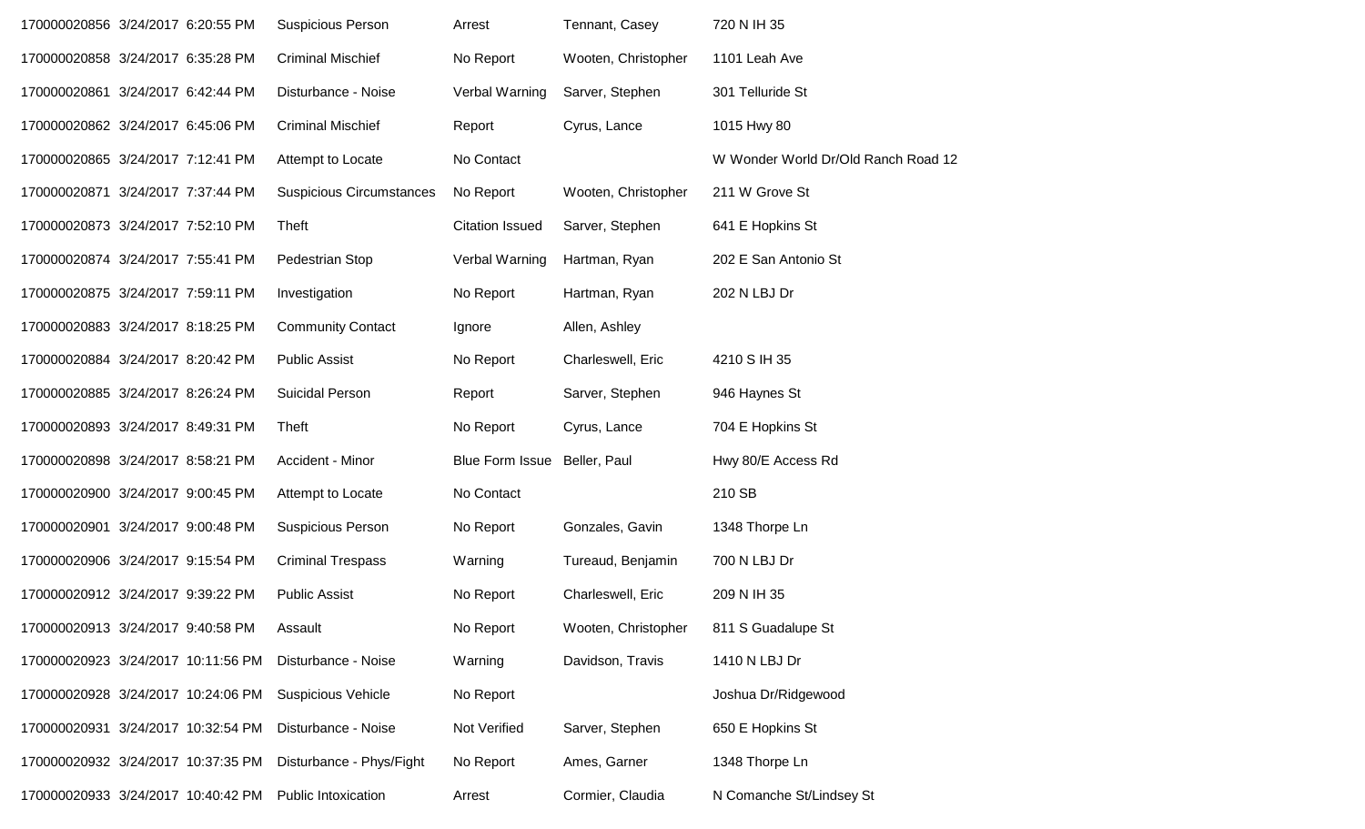| | | | | | | |
|---|---|---|---|---|---|---|
| 170000020856 | 3/24/2017 | 6:20:55 PM | Suspicious Person | Arrest | Tennant, Casey | 720 N IH 35 |
| 170000020858 | 3/24/2017 | 6:35:28 PM | Criminal Mischief | No Report | Wooten, Christopher | 1101 Leah Ave |
| 170000020861 | 3/24/2017 | 6:42:44 PM | Disturbance - Noise | Verbal Warning | Sarver, Stephen | 301 Telluride St |
| 170000020862 | 3/24/2017 | 6:45:06 PM | Criminal Mischief | Report | Cyrus, Lance | 1015 Hwy 80 |
| 170000020865 | 3/24/2017 | 7:12:41 PM | Attempt to Locate | No Contact | | W Wonder World Dr/Old Ranch Road 12 |
| 170000020871 | 3/24/2017 | 7:37:44 PM | Suspicious Circumstances | No Report | Wooten, Christopher | 211 W Grove St |
| 170000020873 | 3/24/2017 | 7:52:10 PM | Theft | Citation Issued | Sarver, Stephen | 641 E Hopkins St |
| 170000020874 | 3/24/2017 | 7:55:41 PM | Pedestrian Stop | Verbal Warning | Hartman, Ryan | 202 E San Antonio St |
| 170000020875 | 3/24/2017 | 7:59:11 PM | Investigation | No Report | Hartman, Ryan | 202 N LBJ Dr |
| 170000020883 | 3/24/2017 | 8:18:25 PM | Community Contact | Ignore | Allen, Ashley | |
| 170000020884 | 3/24/2017 | 8:20:42 PM | Public Assist | No Report | Charleswell, Eric | 4210 S IH 35 |
| 170000020885 | 3/24/2017 | 8:26:24 PM | Suicidal Person | Report | Sarver, Stephen | 946 Haynes St |
| 170000020893 | 3/24/2017 | 8:49:31 PM | Theft | No Report | Cyrus, Lance | 704 E Hopkins St |
| 170000020898 | 3/24/2017 | 8:58:21 PM | Accident - Minor | Blue Form Issue | Beller, Paul | Hwy 80/E Access Rd |
| 170000020900 | 3/24/2017 | 9:00:45 PM | Attempt to Locate | No Contact | | 210 SB |
| 170000020901 | 3/24/2017 | 9:00:48 PM | Suspicious Person | No Report | Gonzales, Gavin | 1348 Thorpe Ln |
| 170000020906 | 3/24/2017 | 9:15:54 PM | Criminal Trespass | Warning | Tureaud, Benjamin | 700 N LBJ Dr |
| 170000020912 | 3/24/2017 | 9:39:22 PM | Public Assist | No Report | Charleswell, Eric | 209 N IH 35 |
| 170000020913 | 3/24/2017 | 9:40:58 PM | Assault | No Report | Wooten, Christopher | 811 S Guadalupe St |
| 170000020923 | 3/24/2017 | 10:11:56 PM | Disturbance - Noise | Warning | Davidson, Travis | 1410 N LBJ Dr |
| 170000020928 | 3/24/2017 | 10:24:06 PM | Suspicious Vehicle | No Report | | Joshua Dr/Ridgewood |
| 170000020931 | 3/24/2017 | 10:32:54 PM | Disturbance - Noise | Not Verified | Sarver, Stephen | 650 E Hopkins St |
| 170000020932 | 3/24/2017 | 10:37:35 PM | Disturbance - Phys/Fight | No Report | Ames, Garner | 1348 Thorpe Ln |
| 170000020933 | 3/24/2017 | 10:40:42 PM | Public Intoxication | Arrest | Cormier, Claudia | N Comanche St/Lindsey St |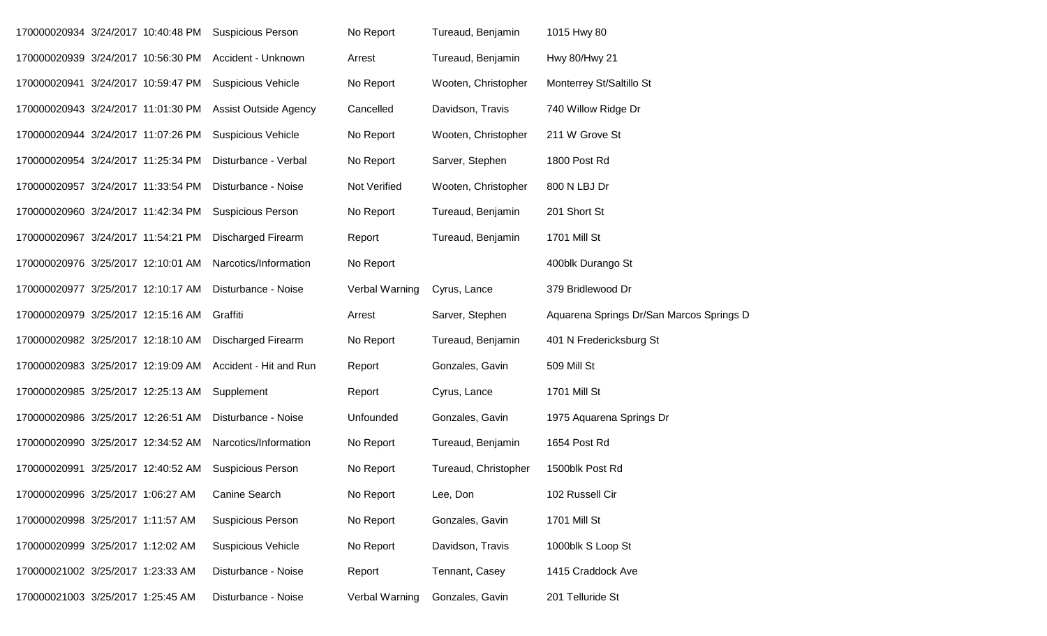| | | | | | |
|---|---|---|---|---|---|
| 170000020934 | 3/24/2017 10:40:48 PM | Suspicious Person | No Report | Tureaud, Benjamin | 1015 Hwy 80 |
| 170000020939 | 3/24/2017 10:56:30 PM | Accident - Unknown | Arrest | Tureaud, Benjamin | Hwy 80/Hwy 21 |
| 170000020941 | 3/24/2017 10:59:47 PM | Suspicious Vehicle | No Report | Wooten, Christopher | Monterrey St/Saltillo St |
| 170000020943 | 3/24/2017 11:01:30 PM | Assist Outside Agency | Cancelled | Davidson, Travis | 740 Willow Ridge Dr |
| 170000020944 | 3/24/2017 11:07:26 PM | Suspicious Vehicle | No Report | Wooten, Christopher | 211 W Grove St |
| 170000020954 | 3/24/2017 11:25:34 PM | Disturbance - Verbal | No Report | Sarver, Stephen | 1800 Post Rd |
| 170000020957 | 3/24/2017 11:33:54 PM | Disturbance - Noise | Not Verified | Wooten, Christopher | 800 N LBJ Dr |
| 170000020960 | 3/24/2017 11:42:34 PM | Suspicious Person | No Report | Tureaud, Benjamin | 201 Short St |
| 170000020967 | 3/24/2017 11:54:21 PM | Discharged Firearm | Report | Tureaud, Benjamin | 1701 Mill St |
| 170000020976 | 3/25/2017 12:10:01 AM | Narcotics/Information | No Report | | 400blk Durango St |
| 170000020977 | 3/25/2017 12:10:17 AM | Disturbance - Noise | Verbal Warning | Cyrus, Lance | 379 Bridlewood Dr |
| 170000020979 | 3/25/2017 12:15:16 AM | Graffiti | Arrest | Sarver, Stephen | Aquarena Springs Dr/San Marcos Springs D |
| 170000020982 | 3/25/2017 12:18:10 AM | Discharged Firearm | No Report | Tureaud, Benjamin | 401 N Fredericksburg St |
| 170000020983 | 3/25/2017 12:19:09 AM | Accident - Hit and Run | Report | Gonzales, Gavin | 509 Mill St |
| 170000020985 | 3/25/2017 12:25:13 AM | Supplement | Report | Cyrus, Lance | 1701 Mill St |
| 170000020986 | 3/25/2017 12:26:51 AM | Disturbance - Noise | Unfounded | Gonzales, Gavin | 1975 Aquarena Springs Dr |
| 170000020990 | 3/25/2017 12:34:52 AM | Narcotics/Information | No Report | Tureaud, Benjamin | 1654 Post Rd |
| 170000020991 | 3/25/2017 12:40:52 AM | Suspicious Person | No Report | Tureaud, Christopher | 1500blk Post Rd |
| 170000020996 | 3/25/2017 1:06:27 AM | Canine Search | No Report | Lee, Don | 102 Russell Cir |
| 170000020998 | 3/25/2017 1:11:57 AM | Suspicious Person | No Report | Gonzales, Gavin | 1701 Mill St |
| 170000020999 | 3/25/2017 1:12:02 AM | Suspicious Vehicle | No Report | Davidson, Travis | 1000blk S Loop St |
| 170000021002 | 3/25/2017 1:23:33 AM | Disturbance - Noise | Report | Tennant, Casey | 1415 Craddock Ave |
| 170000021003 | 3/25/2017 1:25:45 AM | Disturbance - Noise | Verbal Warning | Gonzales, Gavin | 201 Telluride St |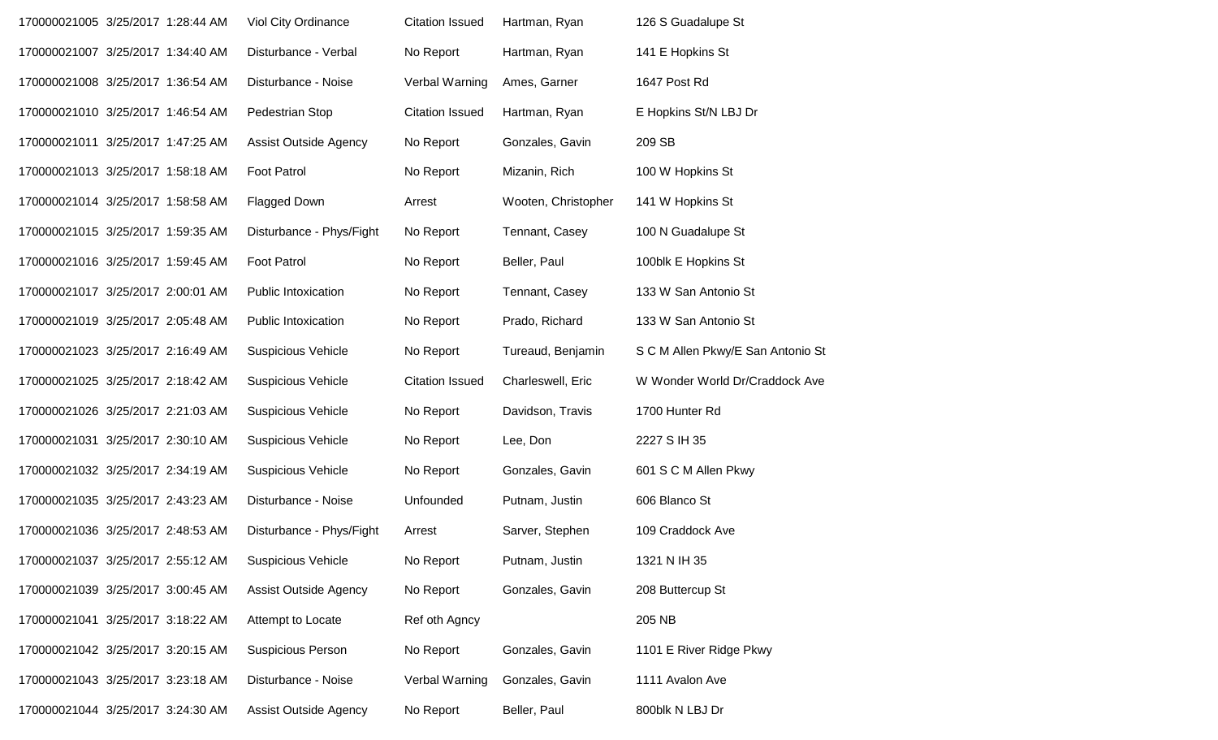| | | | | | | |
|---|---|---|---|---|---|---|
| 170000021005 | 3/25/2017 | 1:28:44 AM | Viol City Ordinance | Citation Issued | Hartman, Ryan | 126 S Guadalupe St |
| 170000021007 | 3/25/2017 | 1:34:40 AM | Disturbance - Verbal | No Report | Hartman, Ryan | 141 E Hopkins St |
| 170000021008 | 3/25/2017 | 1:36:54 AM | Disturbance - Noise | Verbal Warning | Ames, Garner | 1647 Post Rd |
| 170000021010 | 3/25/2017 | 1:46:54 AM | Pedestrian Stop | Citation Issued | Hartman, Ryan | E Hopkins St/N LBJ Dr |
| 170000021011 | 3/25/2017 | 1:47:25 AM | Assist Outside Agency | No Report | Gonzales, Gavin | 209 SB |
| 170000021013 | 3/25/2017 | 1:58:18 AM | Foot Patrol | No Report | Mizanin, Rich | 100 W Hopkins St |
| 170000021014 | 3/25/2017 | 1:58:58 AM | Flagged Down | Arrest | Wooten, Christopher | 141 W Hopkins St |
| 170000021015 | 3/25/2017 | 1:59:35 AM | Disturbance - Phys/Fight | No Report | Tennant, Casey | 100 N Guadalupe St |
| 170000021016 | 3/25/2017 | 1:59:45 AM | Foot Patrol | No Report | Beller, Paul | 100blk E Hopkins St |
| 170000021017 | 3/25/2017 | 2:00:01 AM | Public Intoxication | No Report | Tennant, Casey | 133 W San Antonio St |
| 170000021019 | 3/25/2017 | 2:05:48 AM | Public Intoxication | No Report | Prado, Richard | 133 W San Antonio St |
| 170000021023 | 3/25/2017 | 2:16:49 AM | Suspicious Vehicle | No Report | Tureaud, Benjamin | S C M Allen Pkwy/E San Antonio St |
| 170000021025 | 3/25/2017 | 2:18:42 AM | Suspicious Vehicle | Citation Issued | Charleswell, Eric | W Wonder World Dr/Craddock Ave |
| 170000021026 | 3/25/2017 | 2:21:03 AM | Suspicious Vehicle | No Report | Davidson, Travis | 1700 Hunter Rd |
| 170000021031 | 3/25/2017 | 2:30:10 AM | Suspicious Vehicle | No Report | Lee, Don | 2227 S IH 35 |
| 170000021032 | 3/25/2017 | 2:34:19 AM | Suspicious Vehicle | No Report | Gonzales, Gavin | 601 S C M Allen Pkwy |
| 170000021035 | 3/25/2017 | 2:43:23 AM | Disturbance - Noise | Unfounded | Putnam, Justin | 606 Blanco St |
| 170000021036 | 3/25/2017 | 2:48:53 AM | Disturbance - Phys/Fight | Arrest | Sarver, Stephen | 109 Craddock Ave |
| 170000021037 | 3/25/2017 | 2:55:12 AM | Suspicious Vehicle | No Report | Putnam, Justin | 1321 N IH 35 |
| 170000021039 | 3/25/2017 | 3:00:45 AM | Assist Outside Agency | No Report | Gonzales, Gavin | 208 Buttercup St |
| 170000021041 | 3/25/2017 | 3:18:22 AM | Attempt to Locate | Ref oth Agncy | | 205 NB |
| 170000021042 | 3/25/2017 | 3:20:15 AM | Suspicious Person | No Report | Gonzales, Gavin | 1101 E River Ridge Pkwy |
| 170000021043 | 3/25/2017 | 3:23:18 AM | Disturbance - Noise | Verbal Warning | Gonzales, Gavin | 1111 Avalon Ave |
| 170000021044 | 3/25/2017 | 3:24:30 AM | Assist Outside Agency | No Report | Beller, Paul | 800blk N LBJ Dr |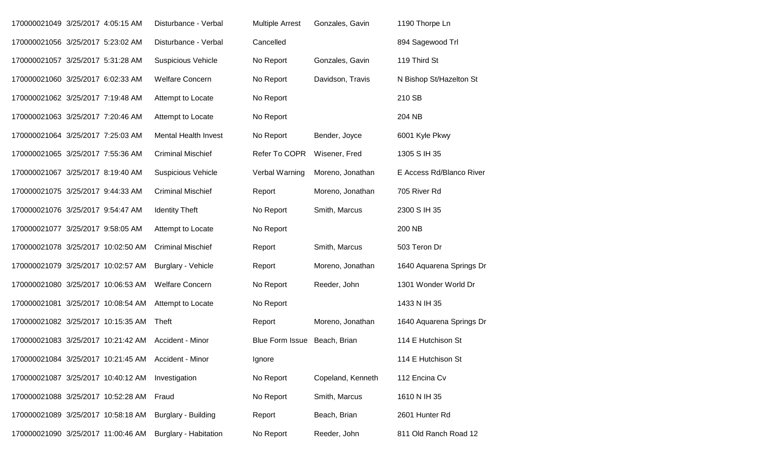| | | | | | | |
|---|---|---|---|---|---|---|
| 170000021049 | 3/25/2017 | 4:05:15 AM | Disturbance - Verbal | Multiple Arrest | Gonzales, Gavin | 1190 Thorpe Ln |
| 170000021056 | 3/25/2017 | 5:23:02 AM | Disturbance - Verbal | Cancelled | | 894 Sagewood Trl |
| 170000021057 | 3/25/2017 | 5:31:28 AM | Suspicious Vehicle | No Report | Gonzales, Gavin | 119 Third St |
| 170000021060 | 3/25/2017 | 6:02:33 AM | Welfare Concern | No Report | Davidson, Travis | N Bishop St/Hazelton St |
| 170000021062 | 3/25/2017 | 7:19:48 AM | Attempt to Locate | No Report | | 210 SB |
| 170000021063 | 3/25/2017 | 7:20:46 AM | Attempt to Locate | No Report | | 204 NB |
| 170000021064 | 3/25/2017 | 7:25:03 AM | Mental Health Invest | No Report | Bender, Joyce | 6001 Kyle Pkwy |
| 170000021065 | 3/25/2017 | 7:55:36 AM | Criminal Mischief | Refer To COPR | Wisener, Fred | 1305 S IH 35 |
| 170000021067 | 3/25/2017 | 8:19:40 AM | Suspicious Vehicle | Verbal Warning | Moreno, Jonathan | E Access Rd/Blanco River |
| 170000021075 | 3/25/2017 | 9:44:33 AM | Criminal Mischief | Report | Moreno, Jonathan | 705 River Rd |
| 170000021076 | 3/25/2017 | 9:54:47 AM | Identity Theft | No Report | Smith, Marcus | 2300 S IH 35 |
| 170000021077 | 3/25/2017 | 9:58:05 AM | Attempt to Locate | No Report | | 200 NB |
| 170000021078 | 3/25/2017 | 10:02:50 AM | Criminal Mischief | Report | Smith, Marcus | 503 Teron Dr |
| 170000021079 | 3/25/2017 | 10:02:57 AM | Burglary - Vehicle | Report | Moreno, Jonathan | 1640 Aquarena Springs Dr |
| 170000021080 | 3/25/2017 | 10:06:53 AM | Welfare Concern | No Report | Reeder, John | 1301 Wonder World Dr |
| 170000021081 | 3/25/2017 | 10:08:54 AM | Attempt to Locate | No Report | | 1433 N IH 35 |
| 170000021082 | 3/25/2017 | 10:15:35 AM | Theft | Report | Moreno, Jonathan | 1640 Aquarena Springs Dr |
| 170000021083 | 3/25/2017 | 10:21:42 AM | Accident - Minor | Blue Form Issue | Beach, Brian | 114 E Hutchison St |
| 170000021084 | 3/25/2017 | 10:21:45 AM | Accident - Minor | Ignore | | 114 E Hutchison St |
| 170000021087 | 3/25/2017 | 10:40:12 AM | Investigation | No Report | Copeland, Kenneth | 112 Encina Cv |
| 170000021088 | 3/25/2017 | 10:52:28 AM | Fraud | No Report | Smith, Marcus | 1610 N IH 35 |
| 170000021089 | 3/25/2017 | 10:58:18 AM | Burglary - Building | Report | Beach, Brian | 2601 Hunter Rd |
| 170000021090 | 3/25/2017 | 11:00:46 AM | Burglary - Habitation | No Report | Reeder, John | 811 Old Ranch Road 12 |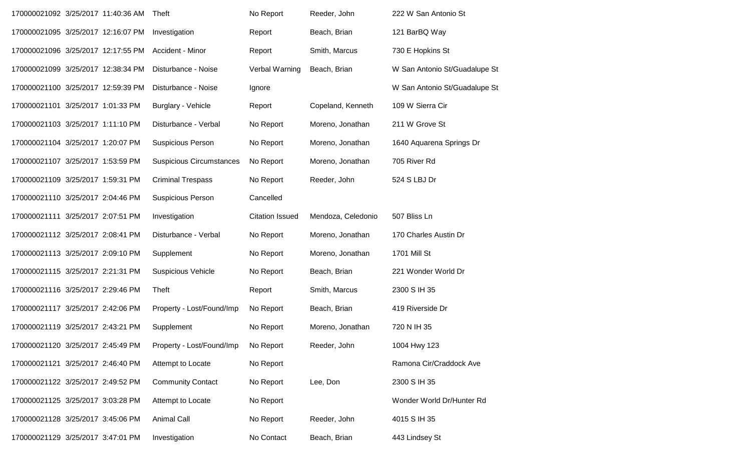| | | | | | | |
|---|---|---|---|---|---|---|
| 170000021092 | 3/25/2017 | 11:40:36 AM | Theft | No Report | Reeder, John | 222 W San Antonio St |
| 170000021095 | 3/25/2017 | 12:16:07 PM | Investigation | Report | Beach, Brian | 121 BarBQ Way |
| 170000021096 | 3/25/2017 | 12:17:55 PM | Accident - Minor | Report | Smith, Marcus | 730 E Hopkins St |
| 170000021099 | 3/25/2017 | 12:38:34 PM | Disturbance - Noise | Verbal Warning | Beach, Brian | W San Antonio St/Guadalupe St |
| 170000021100 | 3/25/2017 | 12:59:39 PM | Disturbance - Noise | Ignore | | W San Antonio St/Guadalupe St |
| 170000021101 | 3/25/2017 | 1:01:33 PM | Burglary - Vehicle | Report | Copeland, Kenneth | 109 W Sierra Cir |
| 170000021103 | 3/25/2017 | 1:11:10 PM | Disturbance - Verbal | No Report | Moreno, Jonathan | 211 W Grove St |
| 170000021104 | 3/25/2017 | 1:20:07 PM | Suspicious Person | No Report | Moreno, Jonathan | 1640 Aquarena Springs Dr |
| 170000021107 | 3/25/2017 | 1:53:59 PM | Suspicious Circumstances | No Report | Moreno, Jonathan | 705 River Rd |
| 170000021109 | 3/25/2017 | 1:59:31 PM | Criminal Trespass | No Report | Reeder, John | 524 S LBJ Dr |
| 170000021110 | 3/25/2017 | 2:04:46 PM | Suspicious Person | Cancelled | | |
| 170000021111 | 3/25/2017 | 2:07:51 PM | Investigation | Citation Issued | Mendoza, Celedonio | 507 Bliss Ln |
| 170000021112 | 3/25/2017 | 2:08:41 PM | Disturbance - Verbal | No Report | Moreno, Jonathan | 170 Charles Austin Dr |
| 170000021113 | 3/25/2017 | 2:09:10 PM | Supplement | No Report | Moreno, Jonathan | 1701 Mill St |
| 170000021115 | 3/25/2017 | 2:21:31 PM | Suspicious Vehicle | No Report | Beach, Brian | 221 Wonder World Dr |
| 170000021116 | 3/25/2017 | 2:29:46 PM | Theft | Report | Smith, Marcus | 2300 S IH 35 |
| 170000021117 | 3/25/2017 | 2:42:06 PM | Property - Lost/Found/Imp | No Report | Beach, Brian | 419 Riverside Dr |
| 170000021119 | 3/25/2017 | 2:43:21 PM | Supplement | No Report | Moreno, Jonathan | 720 N IH 35 |
| 170000021120 | 3/25/2017 | 2:45:49 PM | Property - Lost/Found/Imp | No Report | Reeder, John | 1004 Hwy 123 |
| 170000021121 | 3/25/2017 | 2:46:40 PM | Attempt to Locate | No Report | | Ramona Cir/Craddock Ave |
| 170000021122 | 3/25/2017 | 2:49:52 PM | Community Contact | No Report | Lee, Don | 2300 S IH 35 |
| 170000021125 | 3/25/2017 | 3:03:28 PM | Attempt to Locate | No Report | | Wonder World Dr/Hunter Rd |
| 170000021128 | 3/25/2017 | 3:45:06 PM | Animal Call | No Report | Reeder, John | 4015 S IH 35 |
| 170000021129 | 3/25/2017 | 3:47:01 PM | Investigation | No Contact | Beach, Brian | 443 Lindsey St |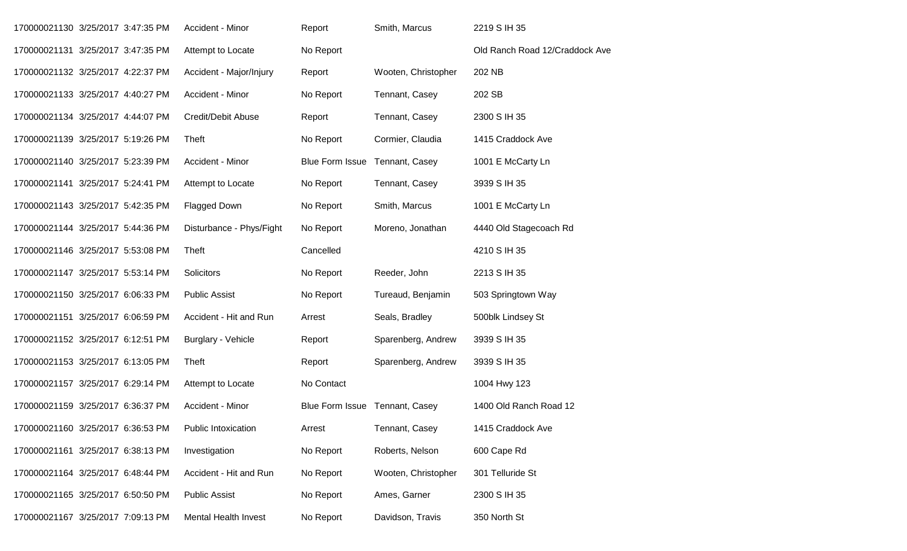| | | | | | |
|---|---|---|---|---|---|
| 170000021130 | 3/25/2017 3:47:35 PM | Accident - Minor | Report | Smith, Marcus | 2219 S IH 35 |
| 170000021131 | 3/25/2017 3:47:35 PM | Attempt to Locate | No Report | | Old Ranch Road 12/Craddock Ave |
| 170000021132 | 3/25/2017 4:22:37 PM | Accident - Major/Injury | Report | Wooten, Christopher | 202 NB |
| 170000021133 | 3/25/2017 4:40:27 PM | Accident - Minor | No Report | Tennant, Casey | 202 SB |
| 170000021134 | 3/25/2017 4:44:07 PM | Credit/Debit Abuse | Report | Tennant, Casey | 2300 S IH 35 |
| 170000021139 | 3/25/2017 5:19:26 PM | Theft | No Report | Cormier, Claudia | 1415 Craddock Ave |
| 170000021140 | 3/25/2017 5:23:39 PM | Accident - Minor | Blue Form Issue | Tennant, Casey | 1001 E McCarty Ln |
| 170000021141 | 3/25/2017 5:24:41 PM | Attempt to Locate | No Report | Tennant, Casey | 3939 S IH 35 |
| 170000021143 | 3/25/2017 5:42:35 PM | Flagged Down | No Report | Smith, Marcus | 1001 E McCarty Ln |
| 170000021144 | 3/25/2017 5:44:36 PM | Disturbance - Phys/Fight | No Report | Moreno, Jonathan | 4440 Old Stagecoach Rd |
| 170000021146 | 3/25/2017 5:53:08 PM | Theft | Cancelled | | 4210 S IH 35 |
| 170000021147 | 3/25/2017 5:53:14 PM | Solicitors | No Report | Reeder, John | 2213 S IH 35 |
| 170000021150 | 3/25/2017 6:06:33 PM | Public Assist | No Report | Tureaud, Benjamin | 503 Springtown Way |
| 170000021151 | 3/25/2017 6:06:59 PM | Accident - Hit and Run | Arrest | Seals, Bradley | 500blk Lindsey St |
| 170000021152 | 3/25/2017 6:12:51 PM | Burglary - Vehicle | Report | Sparenberg, Andrew | 3939 S IH 35 |
| 170000021153 | 3/25/2017 6:13:05 PM | Theft | Report | Sparenberg, Andrew | 3939 S IH 35 |
| 170000021157 | 3/25/2017 6:29:14 PM | Attempt to Locate | No Contact | | 1004 Hwy 123 |
| 170000021159 | 3/25/2017 6:36:37 PM | Accident - Minor | Blue Form Issue | Tennant, Casey | 1400 Old Ranch Road 12 |
| 170000021160 | 3/25/2017 6:36:53 PM | Public Intoxication | Arrest | Tennant, Casey | 1415 Craddock Ave |
| 170000021161 | 3/25/2017 6:38:13 PM | Investigation | No Report | Roberts, Nelson | 600 Cape Rd |
| 170000021164 | 3/25/2017 6:48:44 PM | Accident - Hit and Run | No Report | Wooten, Christopher | 301 Telluride St |
| 170000021165 | 3/25/2017 6:50:50 PM | Public Assist | No Report | Ames, Garner | 2300 S IH 35 |
| 170000021167 | 3/25/2017 7:09:13 PM | Mental Health Invest | No Report | Davidson, Travis | 350 North St |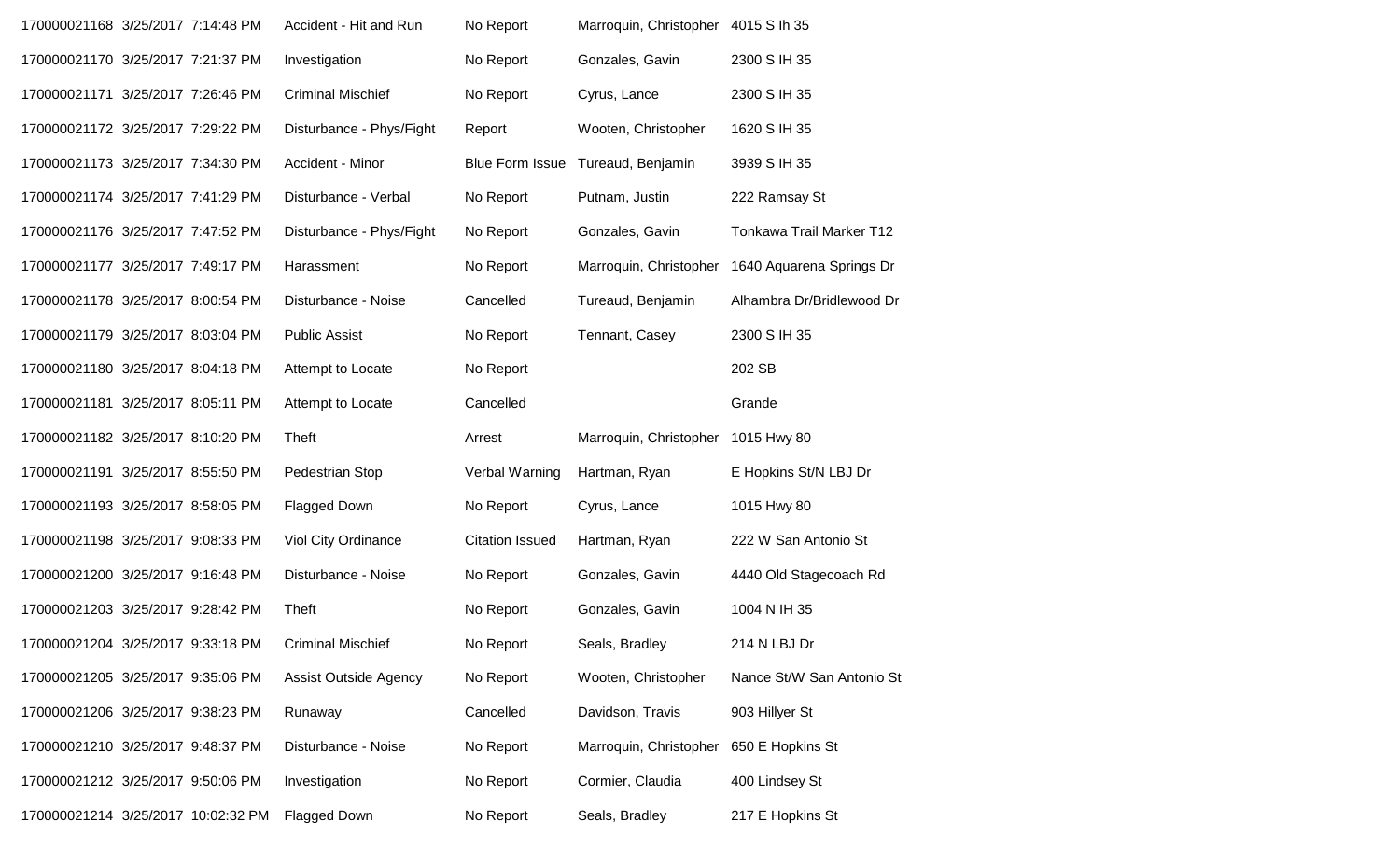| | | | | | | |
|---|---|---|---|---|---|---|
| 170000021168 | 3/25/2017 | 7:14:48 PM | Accident - Hit and Run | No Report | Marroquin, Christopher | 4015 S Ih 35 |
| 170000021170 | 3/25/2017 | 7:21:37 PM | Investigation | No Report | Gonzales, Gavin | 2300 S IH 35 |
| 170000021171 | 3/25/2017 | 7:26:46 PM | Criminal Mischief | No Report | Cyrus, Lance | 2300 S IH 35 |
| 170000021172 | 3/25/2017 | 7:29:22 PM | Disturbance - Phys/Fight | Report | Wooten, Christopher | 1620 S IH 35 |
| 170000021173 | 3/25/2017 | 7:34:30 PM | Accident - Minor | Blue Form Issue | Tureaud, Benjamin | 3939 S IH 35 |
| 170000021174 | 3/25/2017 | 7:41:29 PM | Disturbance - Verbal | No Report | Putnam, Justin | 222 Ramsay St |
| 170000021176 | 3/25/2017 | 7:47:52 PM | Disturbance - Phys/Fight | No Report | Gonzales, Gavin | Tonkawa Trail Marker T12 |
| 170000021177 | 3/25/2017 | 7:49:17 PM | Harassment | No Report | Marroquin, Christopher | 1640 Aquarena Springs Dr |
| 170000021178 | 3/25/2017 | 8:00:54 PM | Disturbance - Noise | Cancelled | Tureaud, Benjamin | Alhambra Dr/Bridlewood Dr |
| 170000021179 | 3/25/2017 | 8:03:04 PM | Public Assist | No Report | Tennant, Casey | 2300 S IH 35 |
| 170000021180 | 3/25/2017 | 8:04:18 PM | Attempt to Locate | No Report | | 202 SB |
| 170000021181 | 3/25/2017 | 8:05:11 PM | Attempt to Locate | Cancelled | | Grande |
| 170000021182 | 3/25/2017 | 8:10:20 PM | Theft | Arrest | Marroquin, Christopher | 1015 Hwy 80 |
| 170000021191 | 3/25/2017 | 8:55:50 PM | Pedestrian Stop | Verbal Warning | Hartman, Ryan | E Hopkins St/N LBJ Dr |
| 170000021193 | 3/25/2017 | 8:58:05 PM | Flagged Down | No Report | Cyrus, Lance | 1015 Hwy 80 |
| 170000021198 | 3/25/2017 | 9:08:33 PM | Viol City Ordinance | Citation Issued | Hartman, Ryan | 222 W San Antonio St |
| 170000021200 | 3/25/2017 | 9:16:48 PM | Disturbance - Noise | No Report | Gonzales, Gavin | 4440 Old Stagecoach Rd |
| 170000021203 | 3/25/2017 | 9:28:42 PM | Theft | No Report | Gonzales, Gavin | 1004 N IH 35 |
| 170000021204 | 3/25/2017 | 9:33:18 PM | Criminal Mischief | No Report | Seals, Bradley | 214 N LBJ Dr |
| 170000021205 | 3/25/2017 | 9:35:06 PM | Assist Outside Agency | No Report | Wooten, Christopher | Nance St/W San Antonio St |
| 170000021206 | 3/25/2017 | 9:38:23 PM | Runaway | Cancelled | Davidson, Travis | 903 Hillyer St |
| 170000021210 | 3/25/2017 | 9:48:37 PM | Disturbance - Noise | No Report | Marroquin, Christopher | 650 E Hopkins St |
| 170000021212 | 3/25/2017 | 9:50:06 PM | Investigation | No Report | Cormier, Claudia | 400 Lindsey St |
| 170000021214 | 3/25/2017 | 10:02:32 PM | Flagged Down | No Report | Seals, Bradley | 217 E Hopkins St |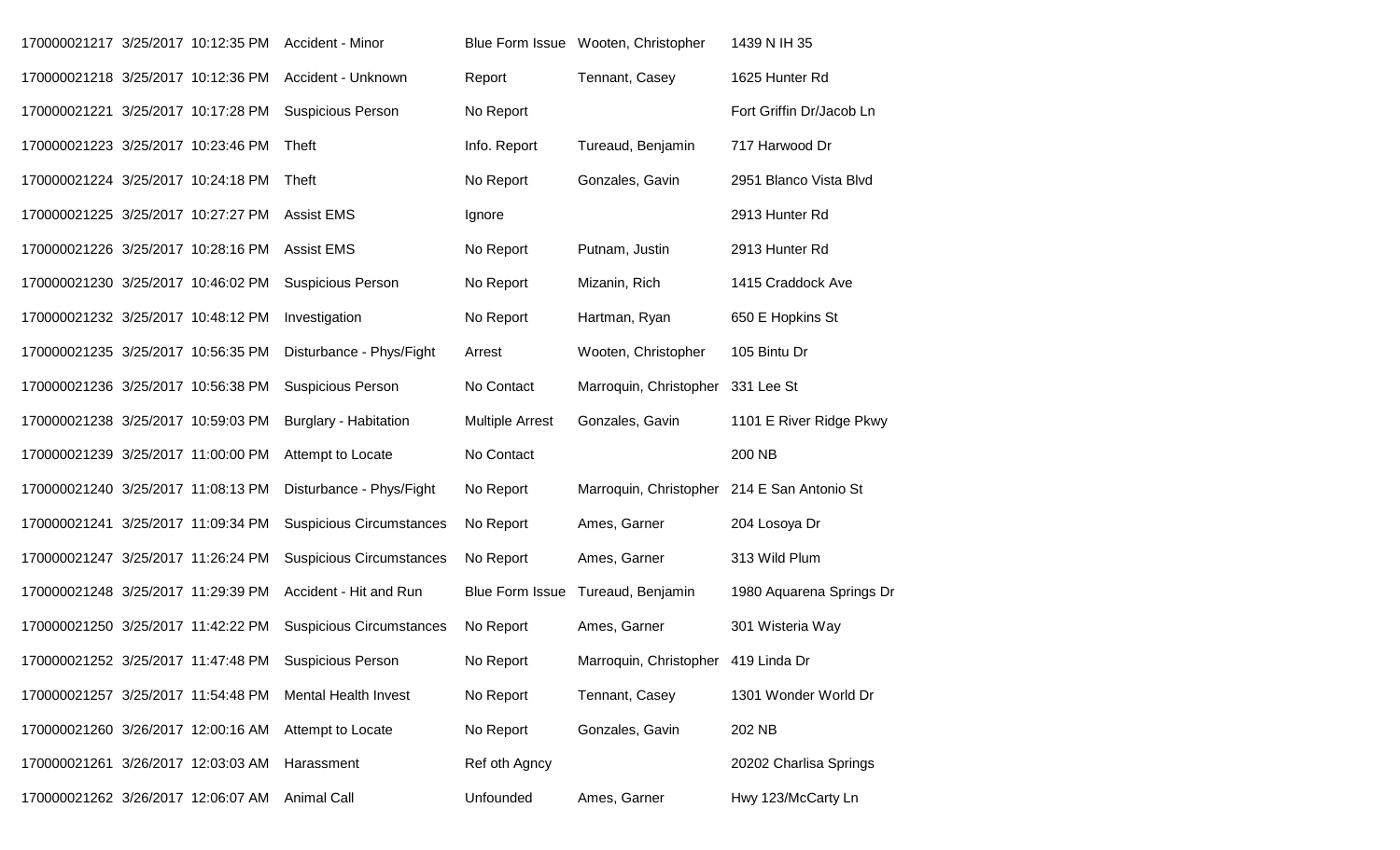| | | | | | | |
|---|---|---|---|---|---|---|
| 170000021217 | 3/25/2017 | 10:12:35 PM | Accident - Minor | Blue Form Issue | Wooten, Christopher | 1439 N IH 35 |
| 170000021218 | 3/25/2017 | 10:12:36 PM | Accident - Unknown | Report | Tennant, Casey | 1625 Hunter Rd |
| 170000021221 | 3/25/2017 | 10:17:28 PM | Suspicious Person | No Report | | Fort Griffin Dr/Jacob Ln |
| 170000021223 | 3/25/2017 | 10:23:46 PM | Theft | Info. Report | Tureaud, Benjamin | 717 Harwood Dr |
| 170000021224 | 3/25/2017 | 10:24:18 PM | Theft | No Report | Gonzales, Gavin | 2951 Blanco Vista Blvd |
| 170000021225 | 3/25/2017 | 10:27:27 PM | Assist EMS | Ignore | | 2913 Hunter Rd |
| 170000021226 | 3/25/2017 | 10:28:16 PM | Assist EMS | No Report | Putnam, Justin | 2913 Hunter Rd |
| 170000021230 | 3/25/2017 | 10:46:02 PM | Suspicious Person | No Report | Mizanin, Rich | 1415 Craddock Ave |
| 170000021232 | 3/25/2017 | 10:48:12 PM | Investigation | No Report | Hartman, Ryan | 650 E Hopkins St |
| 170000021235 | 3/25/2017 | 10:56:35 PM | Disturbance - Phys/Fight | Arrest | Wooten, Christopher | 105 Bintu Dr |
| 170000021236 | 3/25/2017 | 10:56:38 PM | Suspicious Person | No Contact | Marroquin, Christopher | 331 Lee St |
| 170000021238 | 3/25/2017 | 10:59:03 PM | Burglary - Habitation | Multiple Arrest | Gonzales, Gavin | 1101 E River Ridge Pkwy |
| 170000021239 | 3/25/2017 | 11:00:00 PM | Attempt to Locate | No Contact | | 200 NB |
| 170000021240 | 3/25/2017 | 11:08:13 PM | Disturbance - Phys/Fight | No Report | Marroquin, Christopher | 214 E San Antonio St |
| 170000021241 | 3/25/2017 | 11:09:34 PM | Suspicious Circumstances | No Report | Ames, Garner | 204 Losoya Dr |
| 170000021247 | 3/25/2017 | 11:26:24 PM | Suspicious Circumstances | No Report | Ames, Garner | 313 Wild Plum |
| 170000021248 | 3/25/2017 | 11:29:39 PM | Accident - Hit and Run | Blue Form Issue | Tureaud, Benjamin | 1980 Aquarena Springs Dr |
| 170000021250 | 3/25/2017 | 11:42:22 PM | Suspicious Circumstances | No Report | Ames, Garner | 301 Wisteria Way |
| 170000021252 | 3/25/2017 | 11:47:48 PM | Suspicious Person | No Report | Marroquin, Christopher | 419 Linda Dr |
| 170000021257 | 3/25/2017 | 11:54:48 PM | Mental Health Invest | No Report | Tennant, Casey | 1301 Wonder World Dr |
| 170000021260 | 3/26/2017 | 12:00:16 AM | Attempt to Locate | No Report | Gonzales, Gavin | 202 NB |
| 170000021261 | 3/26/2017 | 12:03:03 AM | Harassment | Ref oth Agncy | | 20202 Charlisa Springs |
| 170000021262 | 3/26/2017 | 12:06:07 AM | Animal Call | Unfounded | Ames, Garner | Hwy 123/McCarty Ln |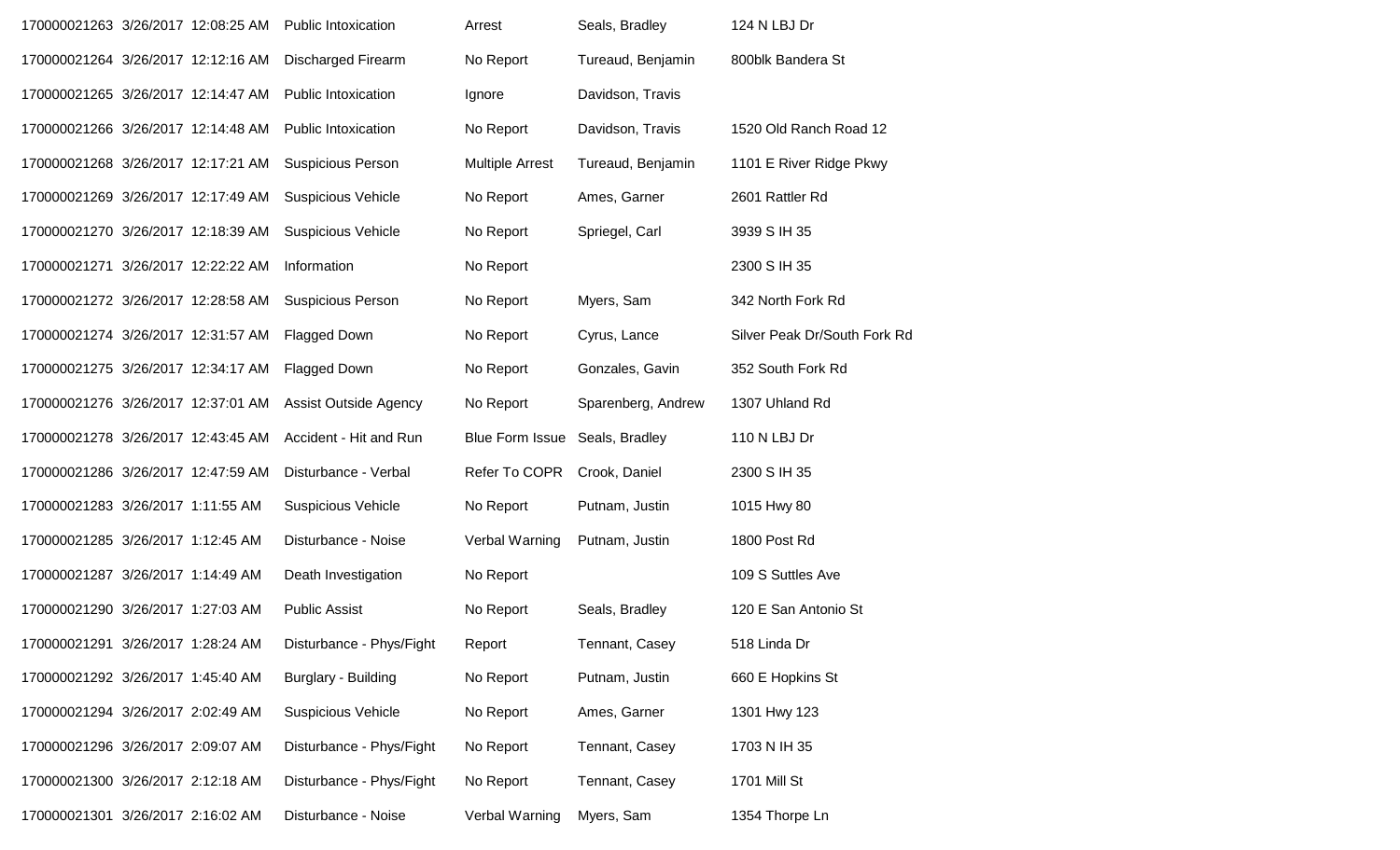| | | | | | |
|---|---|---|---|---|---|
| 170000021263 | 3/26/2017 12:08:25 AM | Public Intoxication | Arrest | Seals, Bradley | 124 N LBJ Dr |
| 170000021264 | 3/26/2017 12:12:16 AM | Discharged Firearm | No Report | Tureaud, Benjamin | 800blk Bandera St |
| 170000021265 | 3/26/2017 12:14:47 AM | Public Intoxication | Ignore | Davidson, Travis | |
| 170000021266 | 3/26/2017 12:14:48 AM | Public Intoxication | No Report | Davidson, Travis | 1520 Old Ranch Road 12 |
| 170000021268 | 3/26/2017 12:17:21 AM | Suspicious Person | Multiple Arrest | Tureaud, Benjamin | 1101 E River Ridge Pkwy |
| 170000021269 | 3/26/2017 12:17:49 AM | Suspicious Vehicle | No Report | Ames, Garner | 2601 Rattler Rd |
| 170000021270 | 3/26/2017 12:18:39 AM | Suspicious Vehicle | No Report | Spriegel, Carl | 3939 S IH 35 |
| 170000021271 | 3/26/2017 12:22:22 AM | Information | No Report | | 2300 S IH 35 |
| 170000021272 | 3/26/2017 12:28:58 AM | Suspicious Person | No Report | Myers, Sam | 342 North Fork Rd |
| 170000021274 | 3/26/2017 12:31:57 AM | Flagged Down | No Report | Cyrus, Lance | Silver Peak Dr/South Fork Rd |
| 170000021275 | 3/26/2017 12:34:17 AM | Flagged Down | No Report | Gonzales, Gavin | 352 South Fork Rd |
| 170000021276 | 3/26/2017 12:37:01 AM | Assist Outside Agency | No Report | Sparenberg, Andrew | 1307 Uhland Rd |
| 170000021278 | 3/26/2017 12:43:45 AM | Accident - Hit and Run | Blue Form Issue | Seals, Bradley | 110 N LBJ Dr |
| 170000021286 | 3/26/2017 12:47:59 AM | Disturbance - Verbal | Refer To COPR | Crook, Daniel | 2300 S IH 35 |
| 170000021283 | 3/26/2017 1:11:55 AM | Suspicious Vehicle | No Report | Putnam, Justin | 1015 Hwy 80 |
| 170000021285 | 3/26/2017 1:12:45 AM | Disturbance - Noise | Verbal Warning | Putnam, Justin | 1800 Post Rd |
| 170000021287 | 3/26/2017 1:14:49 AM | Death Investigation | No Report | | 109 S Suttles Ave |
| 170000021290 | 3/26/2017 1:27:03 AM | Public Assist | No Report | Seals, Bradley | 120 E San Antonio St |
| 170000021291 | 3/26/2017 1:28:24 AM | Disturbance - Phys/Fight | Report | Tennant, Casey | 518 Linda Dr |
| 170000021292 | 3/26/2017 1:45:40 AM | Burglary - Building | No Report | Putnam, Justin | 660 E Hopkins St |
| 170000021294 | 3/26/2017 2:02:49 AM | Suspicious Vehicle | No Report | Ames, Garner | 1301 Hwy 123 |
| 170000021296 | 3/26/2017 2:09:07 AM | Disturbance - Phys/Fight | No Report | Tennant, Casey | 1703 N IH 35 |
| 170000021300 | 3/26/2017 2:12:18 AM | Disturbance - Phys/Fight | No Report | Tennant, Casey | 1701 Mill St |
| 170000021301 | 3/26/2017 2:16:02 AM | Disturbance - Noise | Verbal Warning | Myers, Sam | 1354 Thorpe Ln |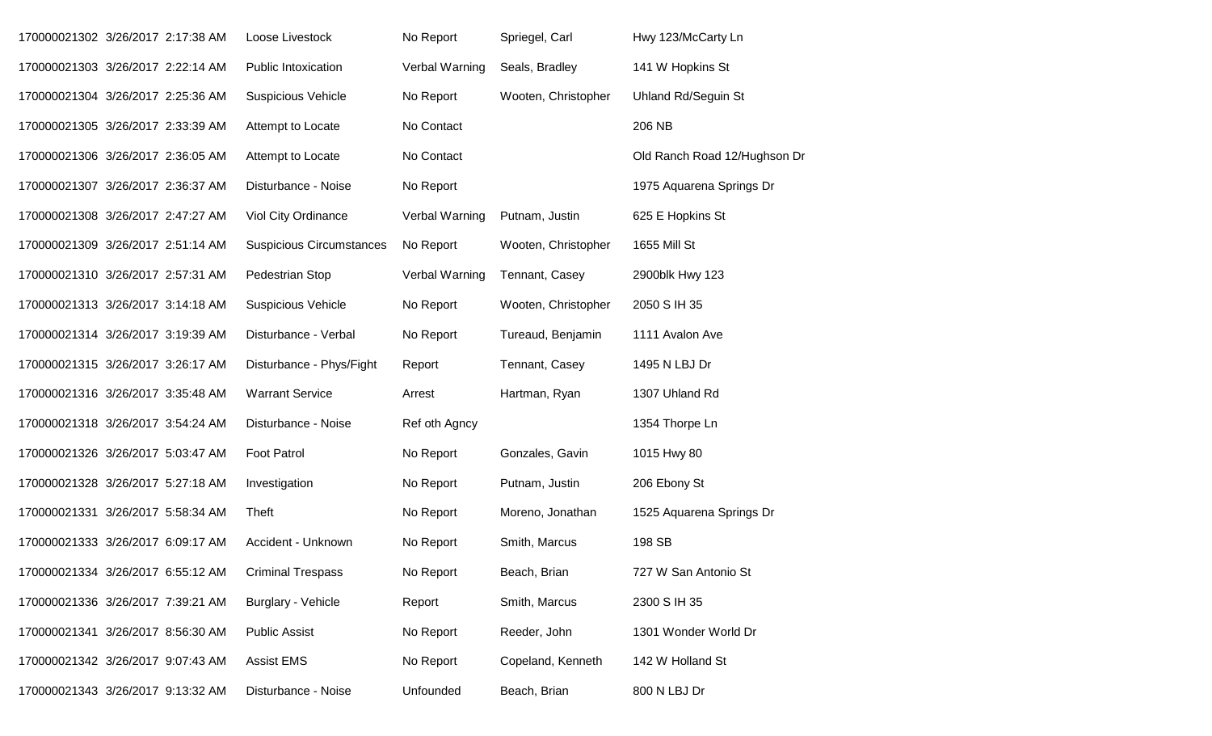| | | | | | | |
|---|---|---|---|---|---|---|
| 170000021302 | 3/26/2017 2:17:38 AM | Loose Livestock | No Report | Spriegel, Carl | Hwy 123/McCarty Ln |
| 170000021303 | 3/26/2017 2:22:14 AM | Public Intoxication | Verbal Warning | Seals, Bradley | 141 W Hopkins St |
| 170000021304 | 3/26/2017 2:25:36 AM | Suspicious Vehicle | No Report | Wooten, Christopher | Uhland Rd/Seguin St |
| 170000021305 | 3/26/2017 2:33:39 AM | Attempt to Locate | No Contact | | 206 NB |
| 170000021306 | 3/26/2017 2:36:05 AM | Attempt to Locate | No Contact | | Old Ranch Road 12/Hughson Dr |
| 170000021307 | 3/26/2017 2:36:37 AM | Disturbance - Noise | No Report | | 1975 Aquarena Springs Dr |
| 170000021308 | 3/26/2017 2:47:27 AM | Viol City Ordinance | Verbal Warning | Putnam, Justin | 625 E Hopkins St |
| 170000021309 | 3/26/2017 2:51:14 AM | Suspicious Circumstances | No Report | Wooten, Christopher | 1655 Mill St |
| 170000021310 | 3/26/2017 2:57:31 AM | Pedestrian Stop | Verbal Warning | Tennant, Casey | 2900blk Hwy 123 |
| 170000021313 | 3/26/2017 3:14:18 AM | Suspicious Vehicle | No Report | Wooten, Christopher | 2050 S IH 35 |
| 170000021314 | 3/26/2017 3:19:39 AM | Disturbance - Verbal | No Report | Tureaud, Benjamin | 1111 Avalon Ave |
| 170000021315 | 3/26/2017 3:26:17 AM | Disturbance - Phys/Fight | Report | Tennant, Casey | 1495 N LBJ Dr |
| 170000021316 | 3/26/2017 3:35:48 AM | Warrant Service | Arrest | Hartman, Ryan | 1307 Uhland Rd |
| 170000021318 | 3/26/2017 3:54:24 AM | Disturbance - Noise | Ref oth Agncy | | 1354 Thorpe Ln |
| 170000021326 | 3/26/2017 5:03:47 AM | Foot Patrol | No Report | Gonzales, Gavin | 1015 Hwy 80 |
| 170000021328 | 3/26/2017 5:27:18 AM | Investigation | No Report | Putnam, Justin | 206 Ebony St |
| 170000021331 | 3/26/2017 5:58:34 AM | Theft | No Report | Moreno, Jonathan | 1525 Aquarena Springs Dr |
| 170000021333 | 3/26/2017 6:09:17 AM | Accident - Unknown | No Report | Smith, Marcus | 198 SB |
| 170000021334 | 3/26/2017 6:55:12 AM | Criminal Trespass | No Report | Beach, Brian | 727 W San Antonio St |
| 170000021336 | 3/26/2017 7:39:21 AM | Burglary - Vehicle | Report | Smith, Marcus | 2300 S IH 35 |
| 170000021341 | 3/26/2017 8:56:30 AM | Public Assist | No Report | Reeder, John | 1301 Wonder World Dr |
| 170000021342 | 3/26/2017 9:07:43 AM | Assist EMS | No Report | Copeland, Kenneth | 142 W Holland St |
| 170000021343 | 3/26/2017 9:13:32 AM | Disturbance - Noise | Unfounded | Beach, Brian | 800 N LBJ Dr |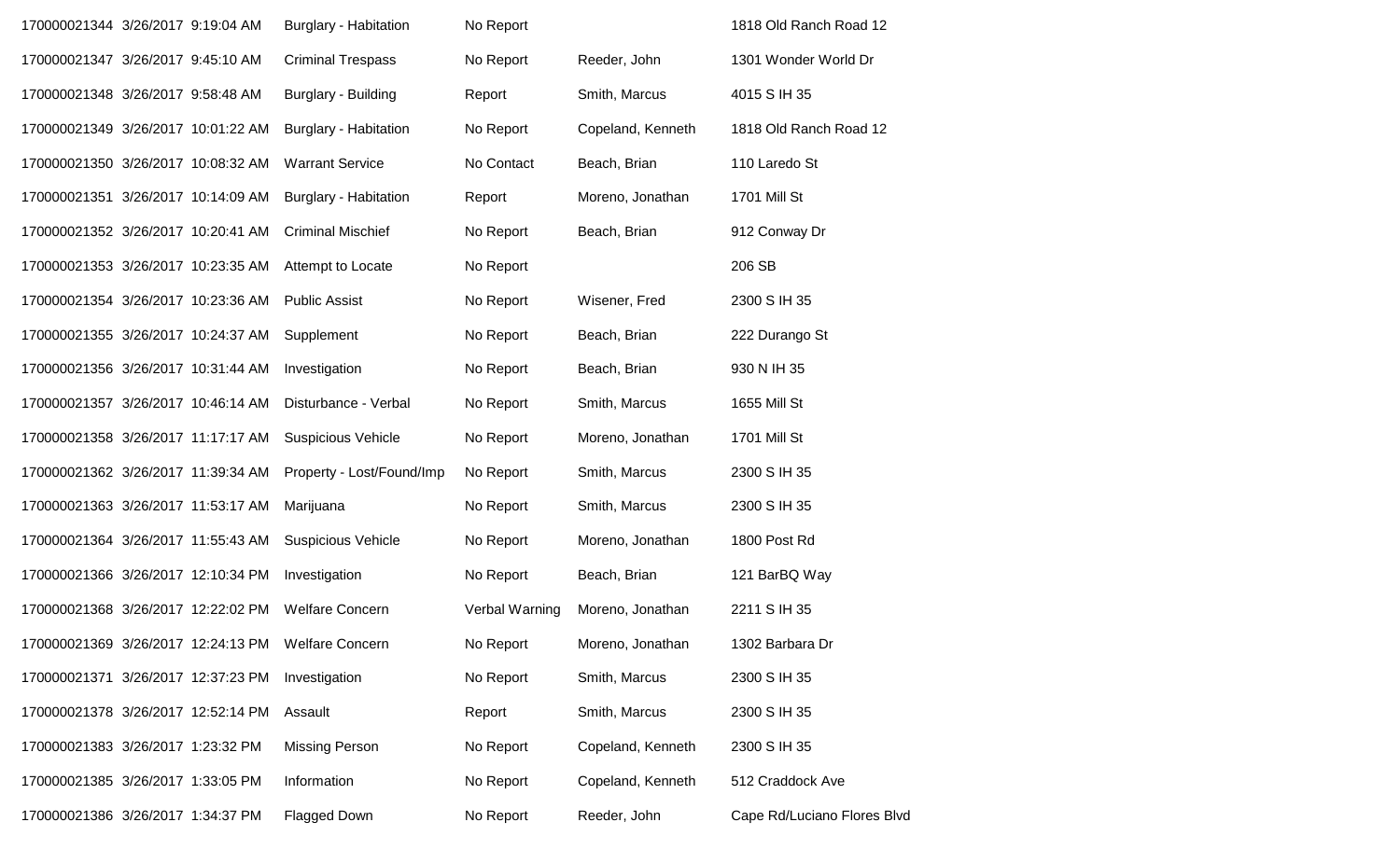| | | | | | |
|---|---|---|---|---|---|
| 170000021344 | 3/26/2017 9:19:04 AM | Burglary - Habitation | No Report | | 1818 Old Ranch Road 12 |
| 170000021347 | 3/26/2017 9:45:10 AM | Criminal Trespass | No Report | Reeder, John | 1301 Wonder World Dr |
| 170000021348 | 3/26/2017 9:58:48 AM | Burglary - Building | Report | Smith, Marcus | 4015 S IH 35 |
| 170000021349 | 3/26/2017 10:01:22 AM | Burglary - Habitation | No Report | Copeland, Kenneth | 1818 Old Ranch Road 12 |
| 170000021350 | 3/26/2017 10:08:32 AM | Warrant Service | No Contact | Beach, Brian | 110 Laredo St |
| 170000021351 | 3/26/2017 10:14:09 AM | Burglary - Habitation | Report | Moreno, Jonathan | 1701 Mill St |
| 170000021352 | 3/26/2017 10:20:41 AM | Criminal Mischief | No Report | Beach, Brian | 912 Conway Dr |
| 170000021353 | 3/26/2017 10:23:35 AM | Attempt to Locate | No Report | | 206 SB |
| 170000021354 | 3/26/2017 10:23:36 AM | Public Assist | No Report | Wisener, Fred | 2300 S IH 35 |
| 170000021355 | 3/26/2017 10:24:37 AM | Supplement | No Report | Beach, Brian | 222 Durango St |
| 170000021356 | 3/26/2017 10:31:44 AM | Investigation | No Report | Beach, Brian | 930 N IH 35 |
| 170000021357 | 3/26/2017 10:46:14 AM | Disturbance - Verbal | No Report | Smith, Marcus | 1655 Mill St |
| 170000021358 | 3/26/2017 11:17:17 AM | Suspicious Vehicle | No Report | Moreno, Jonathan | 1701 Mill St |
| 170000021362 | 3/26/2017 11:39:34 AM | Property - Lost/Found/Imp | No Report | Smith, Marcus | 2300 S IH 35 |
| 170000021363 | 3/26/2017 11:53:17 AM | Marijuana | No Report | Smith, Marcus | 2300 S IH 35 |
| 170000021364 | 3/26/2017 11:55:43 AM | Suspicious Vehicle | No Report | Moreno, Jonathan | 1800 Post Rd |
| 170000021366 | 3/26/2017 12:10:34 PM | Investigation | No Report | Beach, Brian | 121 BarBQ Way |
| 170000021368 | 3/26/2017 12:22:02 PM | Welfare Concern | Verbal Warning | Moreno, Jonathan | 2211 S IH 35 |
| 170000021369 | 3/26/2017 12:24:13 PM | Welfare Concern | No Report | Moreno, Jonathan | 1302 Barbara Dr |
| 170000021371 | 3/26/2017 12:37:23 PM | Investigation | No Report | Smith, Marcus | 2300 S IH 35 |
| 170000021378 | 3/26/2017 12:52:14 PM | Assault | Report | Smith, Marcus | 2300 S IH 35 |
| 170000021383 | 3/26/2017 1:23:32 PM | Missing Person | No Report | Copeland, Kenneth | 2300 S IH 35 |
| 170000021385 | 3/26/2017 1:33:05 PM | Information | No Report | Copeland, Kenneth | 512 Craddock Ave |
| 170000021386 | 3/26/2017 1:34:37 PM | Flagged Down | No Report | Reeder, John | Cape Rd/Luciano Flores Blvd |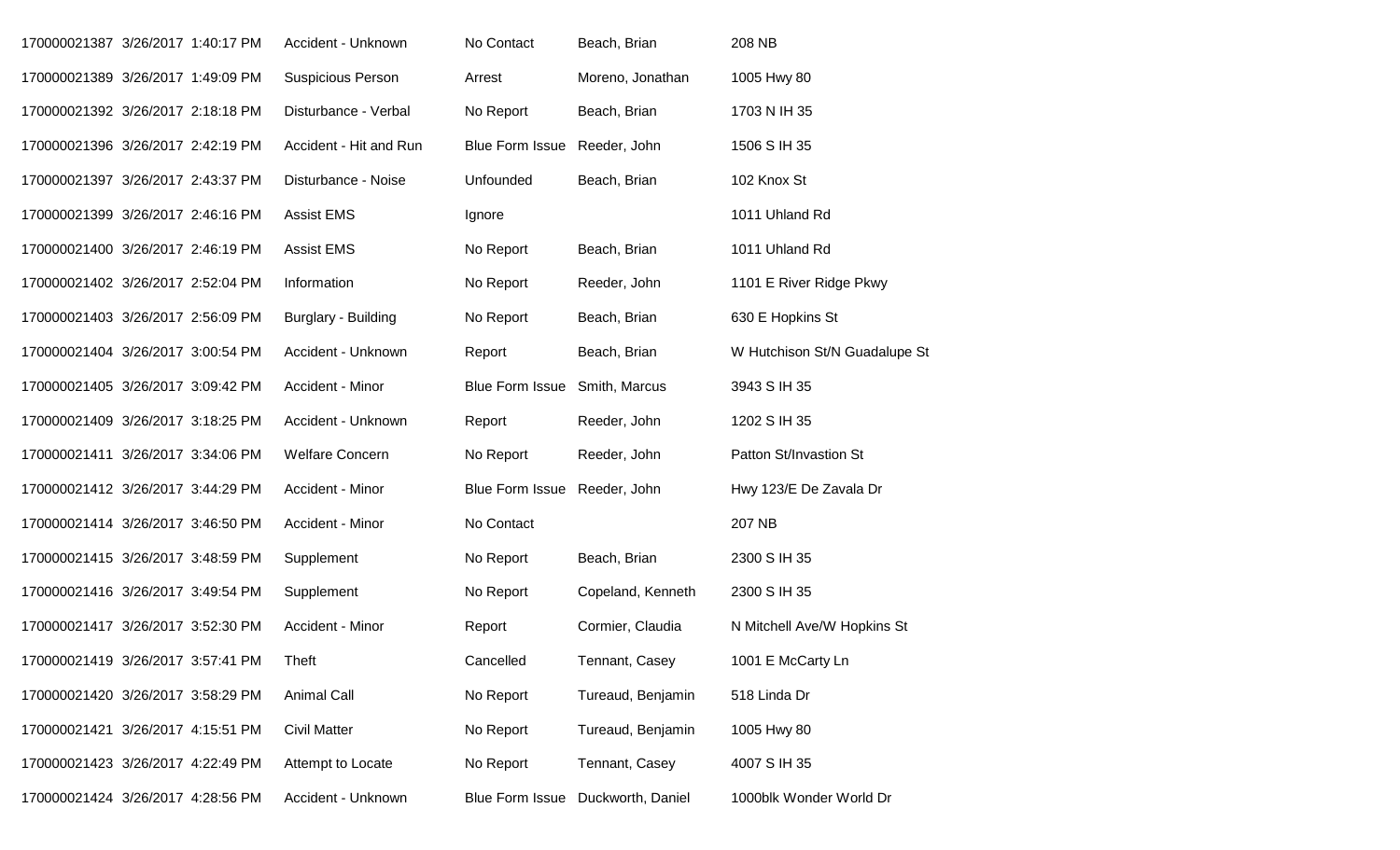| | | | | | | |
|---|---|---|---|---|---|---|
| 170000021387 | 3/26/2017 1:40:17 PM | Accident - Unknown | No Contact | Beach, Brian | 208 NB |
| 170000021389 | 3/26/2017 1:49:09 PM | Suspicious Person | Arrest | Moreno, Jonathan | 1005 Hwy 80 |
| 170000021392 | 3/26/2017 2:18:18 PM | Disturbance - Verbal | No Report | Beach, Brian | 1703 N IH 35 |
| 170000021396 | 3/26/2017 2:42:19 PM | Accident - Hit and Run | Blue Form Issue | Reeder, John | 1506 S IH 35 |
| 170000021397 | 3/26/2017 2:43:37 PM | Disturbance - Noise | Unfounded | Beach, Brian | 102 Knox St |
| 170000021399 | 3/26/2017 2:46:16 PM | Assist EMS | Ignore | | 1011 Uhland Rd |
| 170000021400 | 3/26/2017 2:46:19 PM | Assist EMS | No Report | Beach, Brian | 1011 Uhland Rd |
| 170000021402 | 3/26/2017 2:52:04 PM | Information | No Report | Reeder, John | 1101 E River Ridge Pkwy |
| 170000021403 | 3/26/2017 2:56:09 PM | Burglary - Building | No Report | Beach, Brian | 630 E Hopkins St |
| 170000021404 | 3/26/2017 3:00:54 PM | Accident - Unknown | Report | Beach, Brian | W Hutchison St/N Guadalupe St |
| 170000021405 | 3/26/2017 3:09:42 PM | Accident - Minor | Blue Form Issue | Smith, Marcus | 3943 S IH 35 |
| 170000021409 | 3/26/2017 3:18:25 PM | Accident - Unknown | Report | Reeder, John | 1202 S IH 35 |
| 170000021411 | 3/26/2017 3:34:06 PM | Welfare Concern | No Report | Reeder, John | Patton St/Invastion St |
| 170000021412 | 3/26/2017 3:44:29 PM | Accident - Minor | Blue Form Issue | Reeder, John | Hwy 123/E De Zavala Dr |
| 170000021414 | 3/26/2017 3:46:50 PM | Accident - Minor | No Contact | | 207 NB |
| 170000021415 | 3/26/2017 3:48:59 PM | Supplement | No Report | Beach, Brian | 2300 S IH 35 |
| 170000021416 | 3/26/2017 3:49:54 PM | Supplement | No Report | Copeland, Kenneth | 2300 S IH 35 |
| 170000021417 | 3/26/2017 3:52:30 PM | Accident - Minor | Report | Cormier, Claudia | N Mitchell Ave/W Hopkins St |
| 170000021419 | 3/26/2017 3:57:41 PM | Theft | Cancelled | Tennant, Casey | 1001 E McCarty Ln |
| 170000021420 | 3/26/2017 3:58:29 PM | Animal Call | No Report | Tureaud, Benjamin | 518 Linda Dr |
| 170000021421 | 3/26/2017 4:15:51 PM | Civil Matter | No Report | Tureaud, Benjamin | 1005 Hwy 80 |
| 170000021423 | 3/26/2017 4:22:49 PM | Attempt to Locate | No Report | Tennant, Casey | 4007 S IH 35 |
| 170000021424 | 3/26/2017 4:28:56 PM | Accident - Unknown | Blue Form Issue | Duckworth, Daniel | 1000blk Wonder World Dr |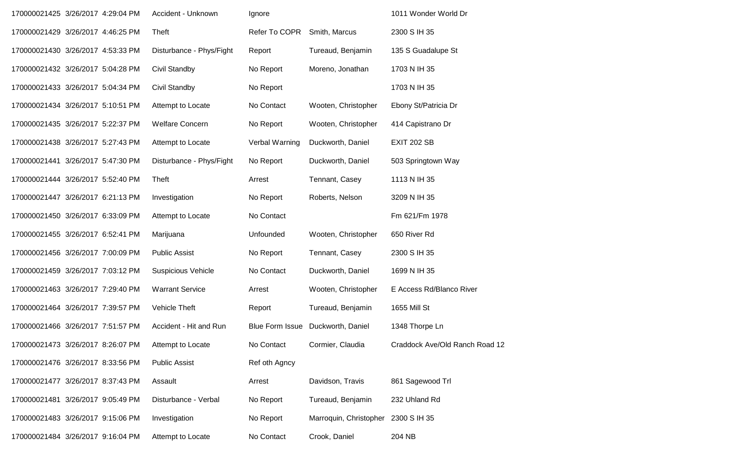| | | | | | | |
|---|---|---|---|---|---|---|
| 170000021425 | 3/26/2017 | 4:29:04 PM | Accident - Unknown | Ignore | | 1011 Wonder World Dr |
| 170000021429 | 3/26/2017 | 4:46:25 PM | Theft | Refer To COPR | Smith, Marcus | 2300 S IH 35 |
| 170000021430 | 3/26/2017 | 4:53:33 PM | Disturbance - Phys/Fight | Report | Tureaud, Benjamin | 135 S Guadalupe St |
| 170000021432 | 3/26/2017 | 5:04:28 PM | Civil Standby | No Report | Moreno, Jonathan | 1703 N IH 35 |
| 170000021433 | 3/26/2017 | 5:04:34 PM | Civil Standby | No Report | | 1703 N IH 35 |
| 170000021434 | 3/26/2017 | 5:10:51 PM | Attempt to Locate | No Contact | Wooten, Christopher | Ebony St/Patricia Dr |
| 170000021435 | 3/26/2017 | 5:22:37 PM | Welfare Concern | No Report | Wooten, Christopher | 414 Capistrano Dr |
| 170000021438 | 3/26/2017 | 5:27:43 PM | Attempt to Locate | Verbal Warning | Duckworth, Daniel | EXIT 202 SB |
| 170000021441 | 3/26/2017 | 5:47:30 PM | Disturbance - Phys/Fight | No Report | Duckworth, Daniel | 503 Springtown Way |
| 170000021444 | 3/26/2017 | 5:52:40 PM | Theft | Arrest | Tennant, Casey | 1113 N IH 35 |
| 170000021447 | 3/26/2017 | 6:21:13 PM | Investigation | No Report | Roberts, Nelson | 3209 N IH 35 |
| 170000021450 | 3/26/2017 | 6:33:09 PM | Attempt to Locate | No Contact | | Fm 621/Fm 1978 |
| 170000021455 | 3/26/2017 | 6:52:41 PM | Marijuana | Unfounded | Wooten, Christopher | 650 River Rd |
| 170000021456 | 3/26/2017 | 7:00:09 PM | Public Assist | No Report | Tennant, Casey | 2300 S IH 35 |
| 170000021459 | 3/26/2017 | 7:03:12 PM | Suspicious Vehicle | No Contact | Duckworth, Daniel | 1699 N IH 35 |
| 170000021463 | 3/26/2017 | 7:29:40 PM | Warrant Service | Arrest | Wooten, Christopher | E Access Rd/Blanco River |
| 170000021464 | 3/26/2017 | 7:39:57 PM | Vehicle Theft | Report | Tureaud, Benjamin | 1655 Mill St |
| 170000021466 | 3/26/2017 | 7:51:57 PM | Accident - Hit and Run | Blue Form Issue | Duckworth, Daniel | 1348 Thorpe Ln |
| 170000021473 | 3/26/2017 | 8:26:07 PM | Attempt to Locate | No Contact | Cormier, Claudia | Craddock Ave/Old Ranch Road 12 |
| 170000021476 | 3/26/2017 | 8:33:56 PM | Public Assist | Ref oth Agncy | | |
| 170000021477 | 3/26/2017 | 8:37:43 PM | Assault | Arrest | Davidson, Travis | 861 Sagewood Trl |
| 170000021481 | 3/26/2017 | 9:05:49 PM | Disturbance - Verbal | No Report | Tureaud, Benjamin | 232 Uhland Rd |
| 170000021483 | 3/26/2017 | 9:15:06 PM | Investigation | No Report | Marroquin, Christopher | 2300 S IH 35 |
| 170000021484 | 3/26/2017 | 9:16:04 PM | Attempt to Locate | No Contact | Crook, Daniel | 204 NB |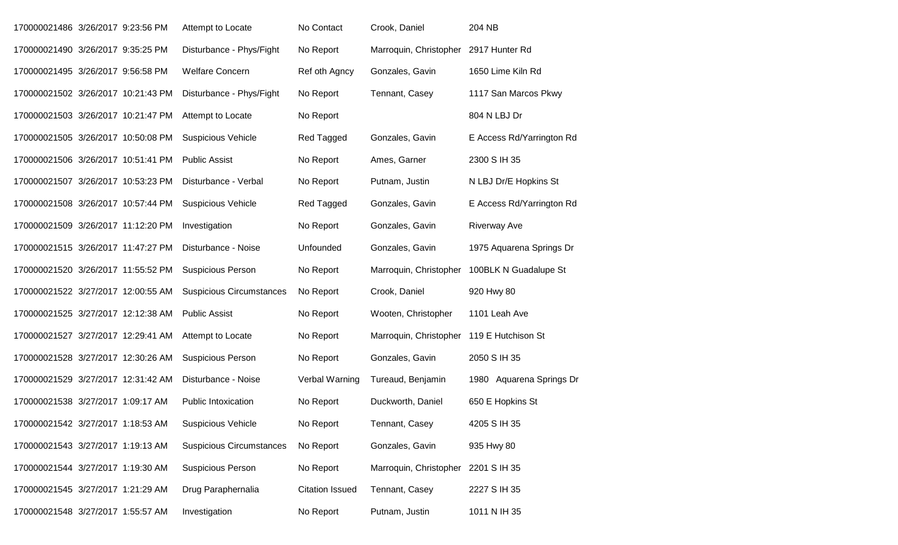| | | | | | | |
|---|---|---|---|---|---|---|
| 170000021486 | 3/26/2017 | 9:23:56 PM | Attempt to Locate | No Contact | Crook, Daniel | 204 NB |
| 170000021490 | 3/26/2017 | 9:35:25 PM | Disturbance - Phys/Fight | No Report | Marroquin, Christopher | 2917 Hunter Rd |
| 170000021495 | 3/26/2017 | 9:56:58 PM | Welfare Concern | Ref oth Agncy | Gonzales, Gavin | 1650 Lime Kiln Rd |
| 170000021502 | 3/26/2017 | 10:21:43 PM | Disturbance - Phys/Fight | No Report | Tennant, Casey | 1117 San Marcos Pkwy |
| 170000021503 | 3/26/2017 | 10:21:47 PM | Attempt to Locate | No Report | | 804 N LBJ Dr |
| 170000021505 | 3/26/2017 | 10:50:08 PM | Suspicious Vehicle | Red Tagged | Gonzales, Gavin | E Access Rd/Yarrington Rd |
| 170000021506 | 3/26/2017 | 10:51:41 PM | Public Assist | No Report | Ames, Garner | 2300 S IH 35 |
| 170000021507 | 3/26/2017 | 10:53:23 PM | Disturbance - Verbal | No Report | Putnam, Justin | N LBJ Dr/E Hopkins St |
| 170000021508 | 3/26/2017 | 10:57:44 PM | Suspicious Vehicle | Red Tagged | Gonzales, Gavin | E Access Rd/Yarrington Rd |
| 170000021509 | 3/26/2017 | 11:12:20 PM | Investigation | No Report | Gonzales, Gavin | Riverway Ave |
| 170000021515 | 3/26/2017 | 11:47:27 PM | Disturbance - Noise | Unfounded | Gonzales, Gavin | 1975 Aquarena Springs Dr |
| 170000021520 | 3/26/2017 | 11:55:52 PM | Suspicious Person | No Report | Marroquin, Christopher | 100BLK N Guadalupe St |
| 170000021522 | 3/27/2017 | 12:00:55 AM | Suspicious Circumstances | No Report | Crook, Daniel | 920 Hwy 80 |
| 170000021525 | 3/27/2017 | 12:12:38 AM | Public Assist | No Report | Wooten, Christopher | 1101 Leah Ave |
| 170000021527 | 3/27/2017 | 12:29:41 AM | Attempt to Locate | No Report | Marroquin, Christopher | 119 E Hutchison St |
| 170000021528 | 3/27/2017 | 12:30:26 AM | Suspicious Person | No Report | Gonzales, Gavin | 2050 S IH 35 |
| 170000021529 | 3/27/2017 | 12:31:42 AM | Disturbance - Noise | Verbal Warning | Tureaud, Benjamin | 1980 Aquarena Springs Dr |
| 170000021538 | 3/27/2017 | 1:09:17 AM | Public Intoxication | No Report | Duckworth, Daniel | 650 E Hopkins St |
| 170000021542 | 3/27/2017 | 1:18:53 AM | Suspicious Vehicle | No Report | Tennant, Casey | 4205 S IH 35 |
| 170000021543 | 3/27/2017 | 1:19:13 AM | Suspicious Circumstances | No Report | Gonzales, Gavin | 935 Hwy 80 |
| 170000021544 | 3/27/2017 | 1:19:30 AM | Suspicious Person | No Report | Marroquin, Christopher | 2201 S IH 35 |
| 170000021545 | 3/27/2017 | 1:21:29 AM | Drug Paraphernalia | Citation Issued | Tennant, Casey | 2227 S IH 35 |
| 170000021548 | 3/27/2017 | 1:55:57 AM | Investigation | No Report | Putnam, Justin | 1011 N IH 35 |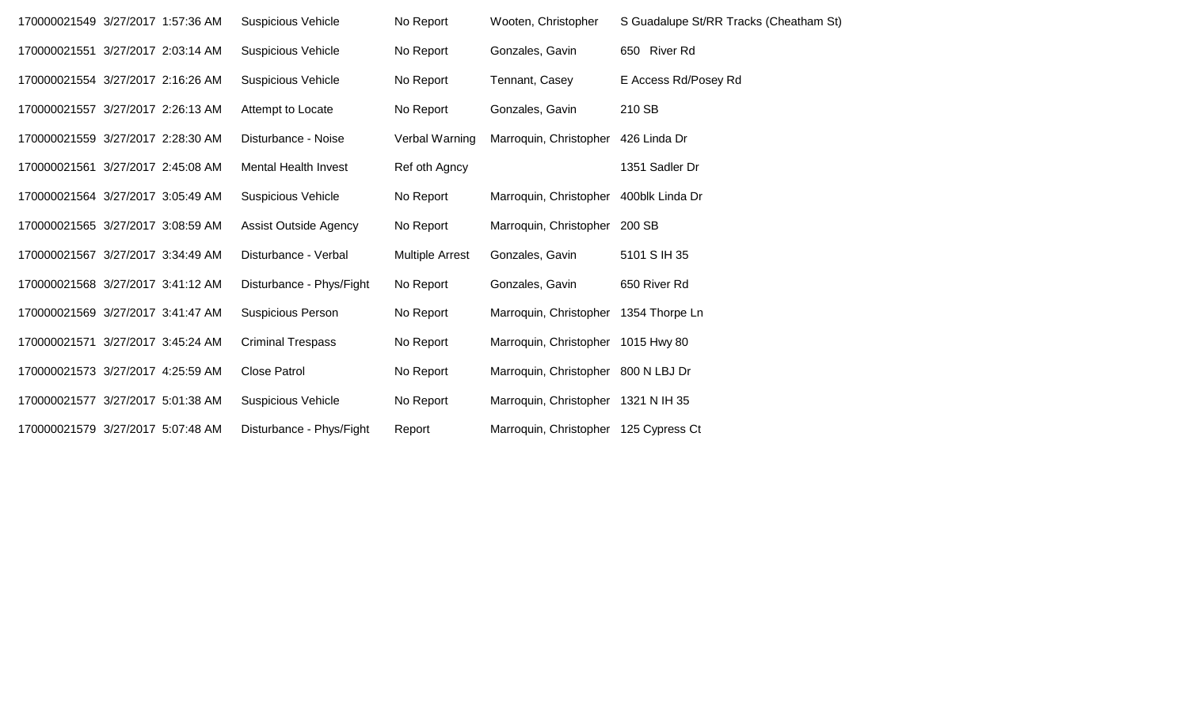| | | | | | | |
|---|---|---|---|---|---|---|
| 170000021549 | 3/27/2017 | 1:57:36 AM | Suspicious Vehicle | No Report | Wooten, Christopher | S Guadalupe St/RR Tracks (Cheatham St) |
| 170000021551 | 3/27/2017 | 2:03:14 AM | Suspicious Vehicle | No Report | Gonzales, Gavin | 650 River Rd |
| 170000021554 | 3/27/2017 | 2:16:26 AM | Suspicious Vehicle | No Report | Tennant, Casey | E Access Rd/Posey Rd |
| 170000021557 | 3/27/2017 | 2:26:13 AM | Attempt to Locate | No Report | Gonzales, Gavin | 210 SB |
| 170000021559 | 3/27/2017 | 2:28:30 AM | Disturbance - Noise | Verbal Warning | Marroquin, Christopher | 426 Linda Dr |
| 170000021561 | 3/27/2017 | 2:45:08 AM | Mental Health Invest | Ref oth Agncy | | 1351 Sadler Dr |
| 170000021564 | 3/27/2017 | 3:05:49 AM | Suspicious Vehicle | No Report | Marroquin, Christopher | 400blk Linda Dr |
| 170000021565 | 3/27/2017 | 3:08:59 AM | Assist Outside Agency | No Report | Marroquin, Christopher | 200 SB |
| 170000021567 | 3/27/2017 | 3:34:49 AM | Disturbance - Verbal | Multiple Arrest | Gonzales, Gavin | 5101 S IH 35 |
| 170000021568 | 3/27/2017 | 3:41:12 AM | Disturbance - Phys/Fight | No Report | Gonzales, Gavin | 650 River Rd |
| 170000021569 | 3/27/2017 | 3:41:47 AM | Suspicious Person | No Report | Marroquin, Christopher | 1354 Thorpe Ln |
| 170000021571 | 3/27/2017 | 3:45:24 AM | Criminal Trespass | No Report | Marroquin, Christopher | 1015 Hwy 80 |
| 170000021573 | 3/27/2017 | 4:25:59 AM | Close Patrol | No Report | Marroquin, Christopher | 800 N LBJ Dr |
| 170000021577 | 3/27/2017 | 5:01:38 AM | Suspicious Vehicle | No Report | Marroquin, Christopher | 1321 N IH 35 |
| 170000021579 | 3/27/2017 | 5:07:48 AM | Disturbance - Phys/Fight | Report | Marroquin, Christopher | 125 Cypress Ct |